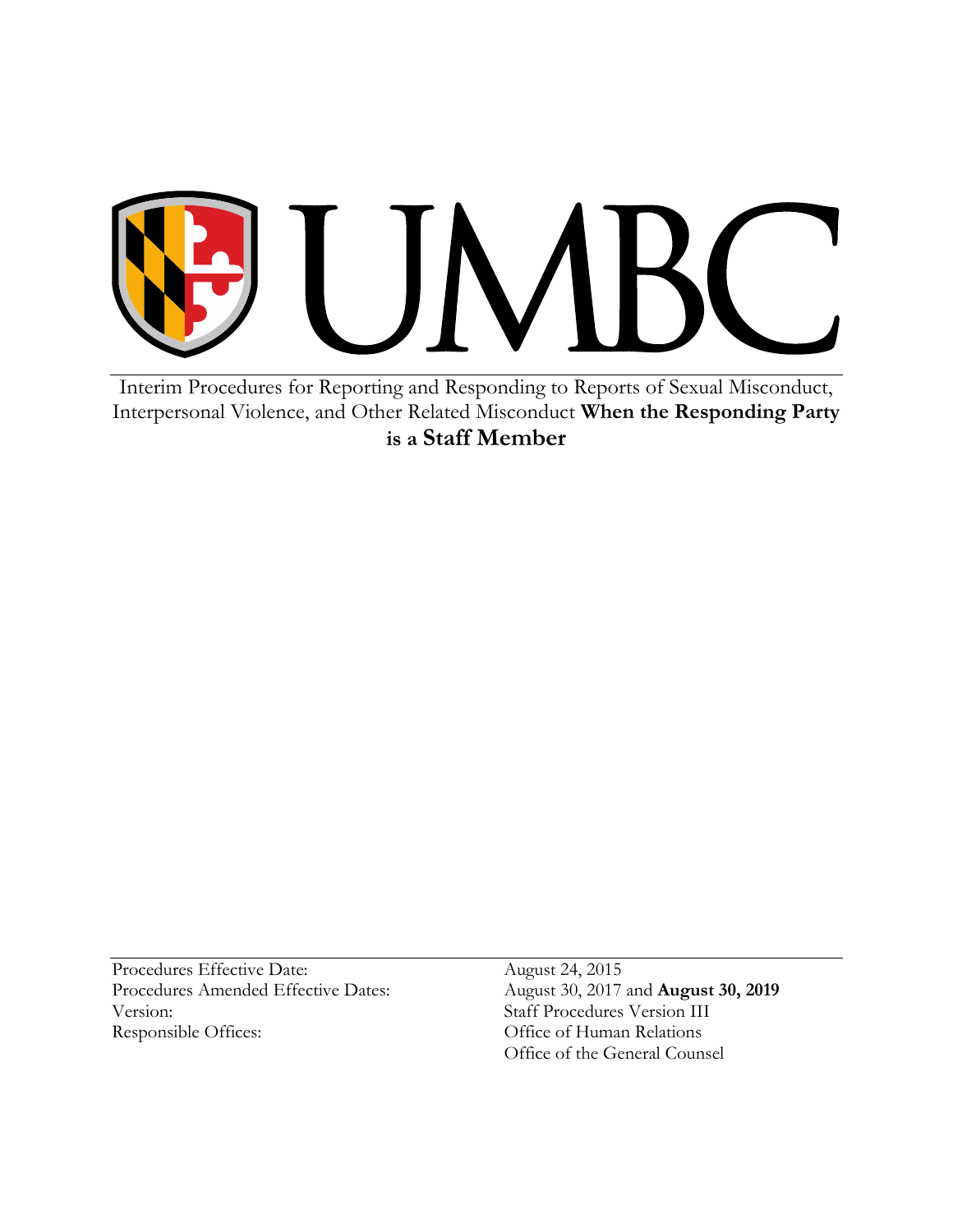UMBC

# Interim Procedures for Reporting and Responding to Reports of Sexual Misconduct, Interpersonal Violence, and Other Related Misconduct **When the Responding Party is a Staff Member**

| | |
|---|---|
| Procedures Effective Date: | August 24, 2015 |
| Procedures Amended Effective Dates: | August 30, 2017 and **August 30, 2019** |
| Version: | Staff Procedures Version III |
| Responsible Offices: | Office of Human Relations<br>Office of the General Counsel |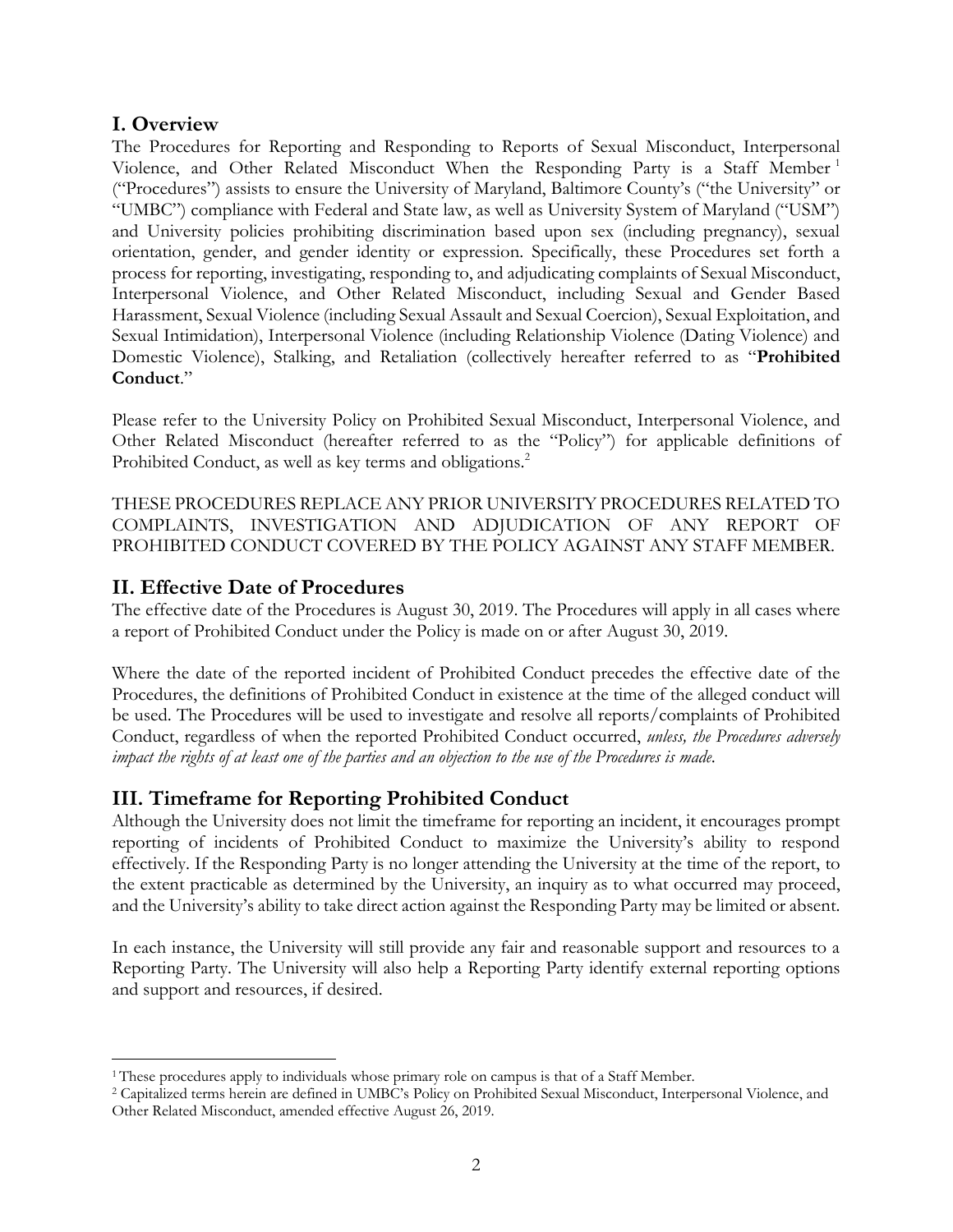## I. Overview

The Procedures for Reporting and Responding to Reports of Sexual Misconduct, Interpersonal Violence, and Other Related Misconduct When the Responding Party is a Staff Member [1] ("Procedures") assists to ensure the University of Maryland, Baltimore County's ("the University" or "UMBC") compliance with Federal and State law, as well as University System of Maryland ("USM") and University policies prohibiting discrimination based upon sex (including pregnancy), sexual orientation, gender, and gender identity or expression. Specifically, these Procedures set forth a process for reporting, investigating, responding to, and adjudicating complaints of Sexual Misconduct, Interpersonal Violence, and Other Related Misconduct, including Sexual and Gender Based Harassment, Sexual Violence (including Sexual Assault and Sexual Coercion), Sexual Exploitation, and Sexual Intimidation), Interpersonal Violence (including Relationship Violence (Dating Violence) and Domestic Violence), Stalking, and Retaliation (collectively hereafter referred to as "**Prohibited Conduct**."

Please refer to the University Policy on Prohibited Sexual Misconduct, Interpersonal Violence, and Other Related Misconduct (hereafter referred to as the "Policy") for applicable definitions of Prohibited Conduct, as well as key terms and obligations.[2]

THESE PROCEDURES REPLACE ANY PRIOR UNIVERSITY PROCEDURES RELATED TO COMPLAINTS, INVESTIGATION AND ADJUDICATION OF ANY REPORT OF PROHIBITED CONDUCT COVERED BY THE POLICY AGAINST ANY STAFF MEMBER.

## II. Effective Date of Procedures

The effective date of the Procedures is August 30, 2019. The Procedures will apply in all cases where a report of Prohibited Conduct under the Policy is made on or after August 30, 2019.

Where the date of the reported incident of Prohibited Conduct precedes the effective date of the Procedures, the definitions of Prohibited Conduct in existence at the time of the alleged conduct will be used. The Procedures will be used to investigate and resolve all reports/complaints of Prohibited Conduct, regardless of when the reported Prohibited Conduct occurred, *unless, the Procedures adversely impact the rights of at least one of the parties and an objection to the use of the Procedures is made*.

## III. Timeframe for Reporting Prohibited Conduct

Although the University does not limit the timeframe for reporting an incident, it encourages prompt reporting of incidents of Prohibited Conduct to maximize the University's ability to respond effectively. If the Responding Party is no longer attending the University at the time of the report, to the extent practicable as determined by the University, an inquiry as to what occurred may proceed, and the University's ability to take direct action against the Responding Party may be limited or absent.

In each instance, the University will still provide any fair and reasonable support and resources to a Reporting Party. The University will also help a Reporting Party identify external reporting options and support and resources, if desired.

[1] These procedures apply to individuals whose primary role on campus is that of a Staff Member.

[2] Capitalized terms herein are defined in UMBC's Policy on Prohibited Sexual Misconduct, Interpersonal Violence, and Other Related Misconduct, amended effective August 26, 2019.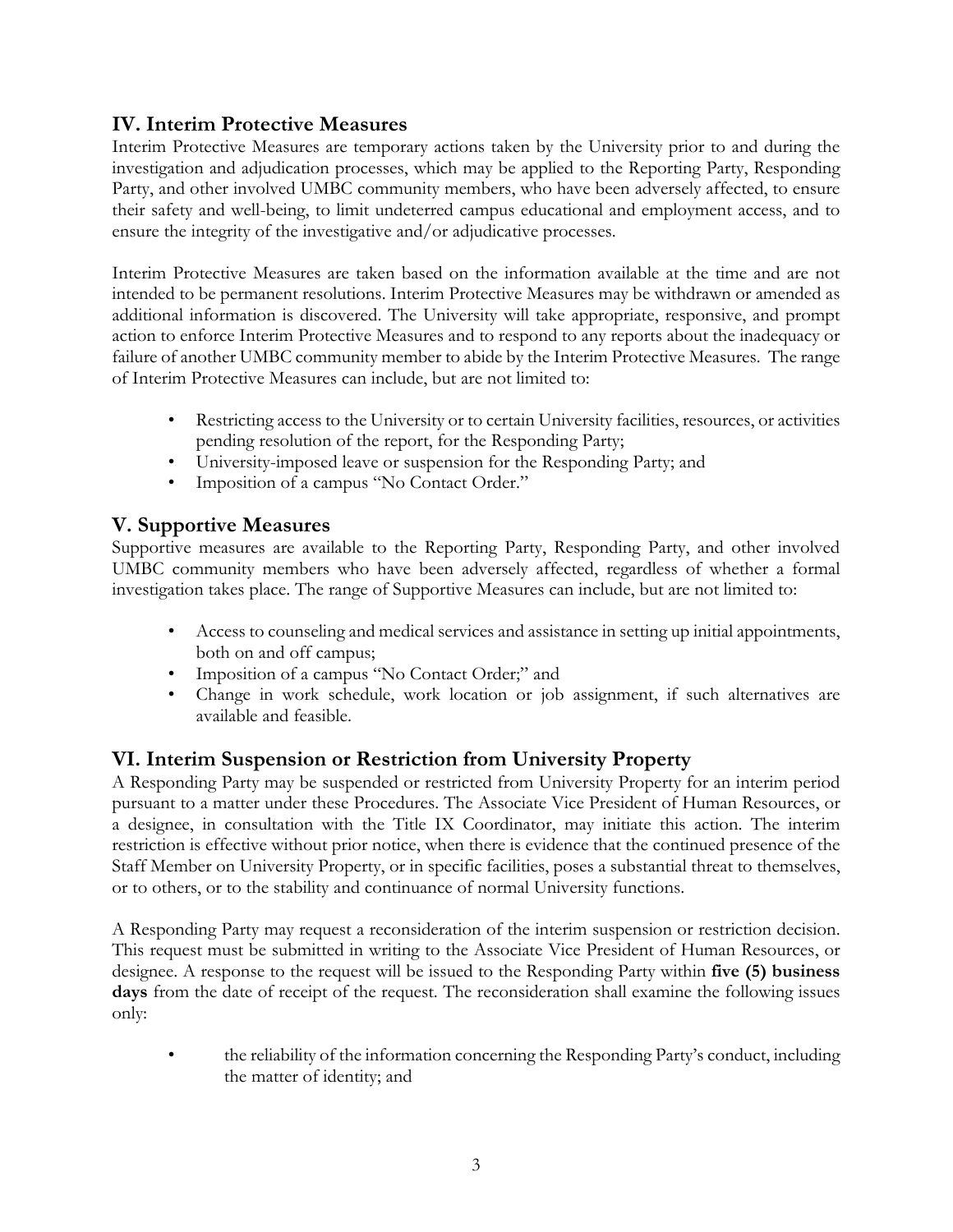## IV. Interim Protective Measures

Interim Protective Measures are temporary actions taken by the University prior to and during the investigation and adjudication processes, which may be applied to the Reporting Party, Responding Party, and other involved UMBC community members, who have been adversely affected, to ensure their safety and well-being, to limit undeterred campus educational and employment access, and to ensure the integrity of the investigative and/or adjudicative processes.

Interim Protective Measures are taken based on the information available at the time and are not intended to be permanent resolutions. Interim Protective Measures may be withdrawn or amended as additional information is discovered. The University will take appropriate, responsive, and prompt action to enforce Interim Protective Measures and to respond to any reports about the inadequacy or failure of another UMBC community member to abide by the Interim Protective Measures. The range of Interim Protective Measures can include, but are not limited to:

- Restricting access to the University or to certain University facilities, resources, or activities pending resolution of the report, for the Responding Party;
- University-imposed leave or suspension for the Responding Party; and
- Imposition of a campus "No Contact Order."

## V. Supportive Measures

Supportive measures are available to the Reporting Party, Responding Party, and other involved UMBC community members who have been adversely affected, regardless of whether a formal investigation takes place. The range of Supportive Measures can include, but are not limited to:

- Access to counseling and medical services and assistance in setting up initial appointments, both on and off campus;
- Imposition of a campus "No Contact Order;" and
- Change in work schedule, work location or job assignment, if such alternatives are available and feasible.

## VI. Interim Suspension or Restriction from University Property

A Responding Party may be suspended or restricted from University Property for an interim period pursuant to a matter under these Procedures. The Associate Vice President of Human Resources, or a designee, in consultation with the Title IX Coordinator, may initiate this action. The interim restriction is effective without prior notice, when there is evidence that the continued presence of the Staff Member on University Property, or in specific facilities, poses a substantial threat to themselves, or to others, or to the stability and continuance of normal University functions.

A Responding Party may request a reconsideration of the interim suspension or restriction decision. This request must be submitted in writing to the Associate Vice President of Human Resources, or designee. A response to the request will be issued to the Responding Party within **five (5) business days** from the date of receipt of the request. The reconsideration shall examine the following issues only:

- the reliability of the information concerning the Responding Party's conduct, including the matter of identity; and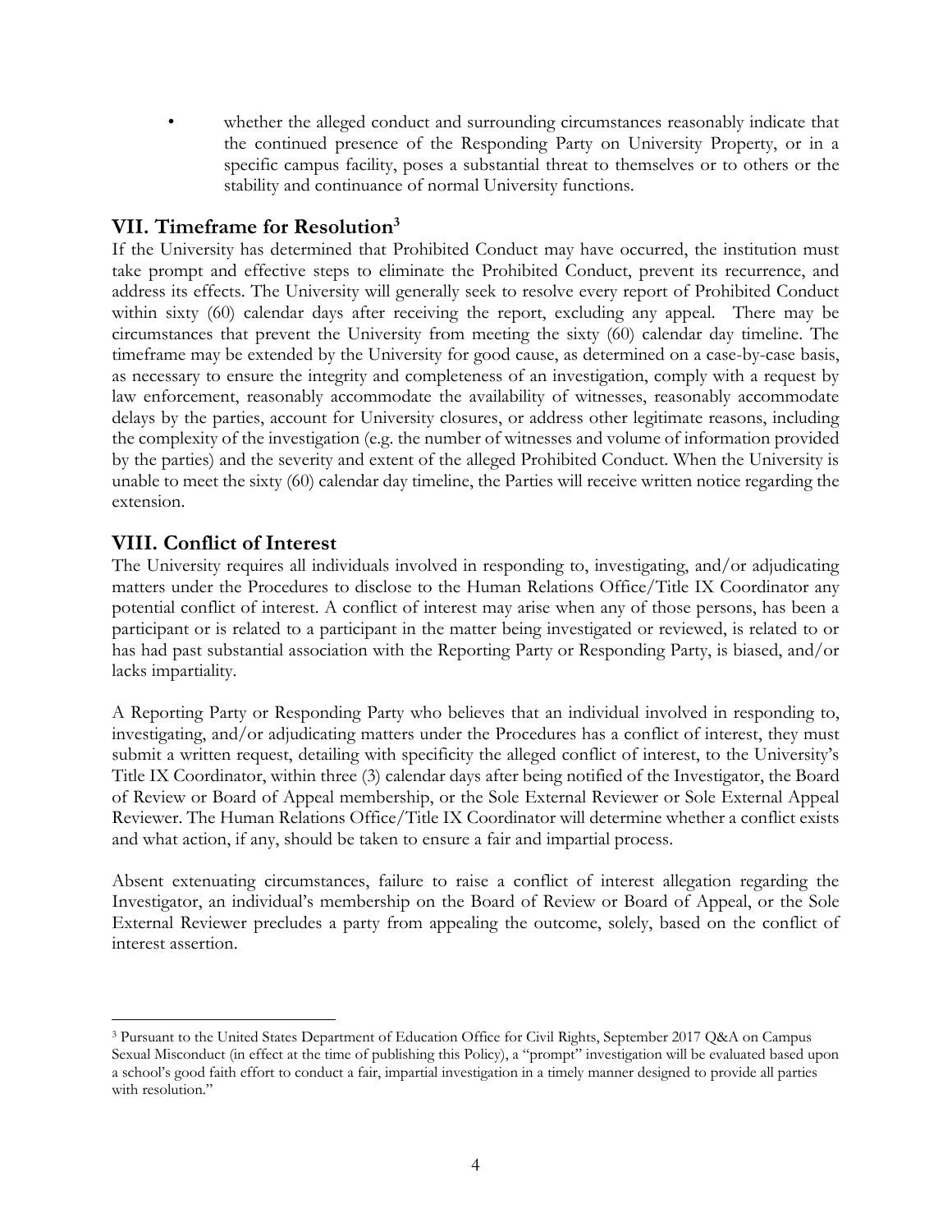- whether the alleged conduct and surrounding circumstances reasonably indicate that the continued presence of the Responding Party on University Property, or in a specific campus facility, poses a substantial threat to themselves or to others or the stability and continuance of normal University functions.

## VII. Timeframe for Resolution[3]

If the University has determined that Prohibited Conduct may have occurred, the institution must take prompt and effective steps to eliminate the Prohibited Conduct, prevent its recurrence, and address its effects. The University will generally seek to resolve every report of Prohibited Conduct within sixty (60) calendar days after receiving the report, excluding any appeal. There may be circumstances that prevent the University from meeting the sixty (60) calendar day timeline. The timeframe may be extended by the University for good cause, as determined on a case-by-case basis, as necessary to ensure the integrity and completeness of an investigation, comply with a request by law enforcement, reasonably accommodate the availability of witnesses, reasonably accommodate delays by the parties, account for University closures, or address other legitimate reasons, including the complexity of the investigation (e.g. the number of witnesses and volume of information provided by the parties) and the severity and extent of the alleged Prohibited Conduct. When the University is unable to meet the sixty (60) calendar day timeline, the Parties will receive written notice regarding the extension.

## VIII. Conflict of Interest

The University requires all individuals involved in responding to, investigating, and/or adjudicating matters under the Procedures to disclose to the Human Relations Office/Title IX Coordinator any potential conflict of interest. A conflict of interest may arise when any of those persons, has been a participant or is related to a participant in the matter being investigated or reviewed, is related to or has had past substantial association with the Reporting Party or Responding Party, is biased, and/or lacks impartiality.

A Reporting Party or Responding Party who believes that an individual involved in responding to, investigating, and/or adjudicating matters under the Procedures has a conflict of interest, they must submit a written request, detailing with specificity the alleged conflict of interest, to the University's Title IX Coordinator, within three (3) calendar days after being notified of the Investigator, the Board of Review or Board of Appeal membership, or the Sole External Reviewer or Sole External Appeal Reviewer. The Human Relations Office/Title IX Coordinator will determine whether a conflict exists and what action, if any, should be taken to ensure a fair and impartial process.

Absent extenuating circumstances, failure to raise a conflict of interest allegation regarding the Investigator, an individual's membership on the Board of Review or Board of Appeal, or the Sole External Reviewer precludes a party from appealing the outcome, solely, based on the conflict of interest assertion.

[3] Pursuant to the United States Department of Education Office for Civil Rights, September 2017 Q&A on Campus Sexual Misconduct (in effect at the time of publishing this Policy), a "prompt" investigation will be evaluated based upon a school's good faith effort to conduct a fair, impartial investigation in a timely manner designed to provide all parties with resolution."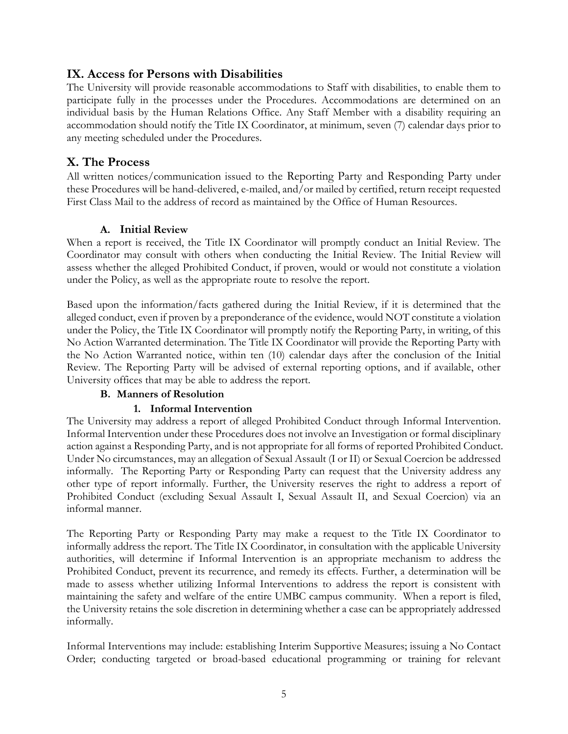## IX. Access for Persons with Disabilities

The University will provide reasonable accommodations to Staff with disabilities, to enable them to participate fully in the processes under the Procedures. Accommodations are determined on an individual basis by the Human Relations Office. Any Staff Member with a disability requiring an accommodation should notify the Title IX Coordinator, at minimum, seven (7) calendar days prior to any meeting scheduled under the Procedures.

## X. The Process

All written notices/communication issued to the Reporting Party and Responding Party under these Procedures will be hand-delivered, e-mailed, and/or mailed by certified, return receipt requested First Class Mail to the address of record as maintained by the Office of Human Resources.

### A. Initial Review

When a report is received, the Title IX Coordinator will promptly conduct an Initial Review. The Coordinator may consult with others when conducting the Initial Review. The Initial Review will assess whether the alleged Prohibited Conduct, if proven, would or would not constitute a violation under the Policy, as well as the appropriate route to resolve the report.

Based upon the information/facts gathered during the Initial Review, if it is determined that the alleged conduct, even if proven by a preponderance of the evidence, would NOT constitute a violation under the Policy, the Title IX Coordinator will promptly notify the Reporting Party, in writing, of this No Action Warranted determination. The Title IX Coordinator will provide the Reporting Party with the No Action Warranted notice, within ten (10) calendar days after the conclusion of the Initial Review. The Reporting Party will be advised of external reporting options, and if available, other University offices that may be able to address the report.

### B. Manners of Resolution

#### 1. Informal Intervention

The University may address a report of alleged Prohibited Conduct through Informal Intervention. Informal Intervention under these Procedures does not involve an Investigation or formal disciplinary action against a Responding Party, and is not appropriate for all forms of reported Prohibited Conduct. Under No circumstances, may an allegation of Sexual Assault (I or II) or Sexual Coercion be addressed informally. The Reporting Party or Responding Party can request that the University address any other type of report informally. Further, the University reserves the right to address a report of Prohibited Conduct (excluding Sexual Assault I, Sexual Assault II, and Sexual Coercion) via an informal manner.

The Reporting Party or Responding Party may make a request to the Title IX Coordinator to informally address the report. The Title IX Coordinator, in consultation with the applicable University authorities, will determine if Informal Intervention is an appropriate mechanism to address the Prohibited Conduct, prevent its recurrence, and remedy its effects. Further, a determination will be made to assess whether utilizing Informal Interventions to address the report is consistent with maintaining the safety and welfare of the entire UMBC campus community. When a report is filed, the University retains the sole discretion in determining whether a case can be appropriately addressed informally.

Informal Interventions may include: establishing Interim Supportive Measures; issuing a No Contact Order; conducting targeted or broad-based educational programming or training for relevant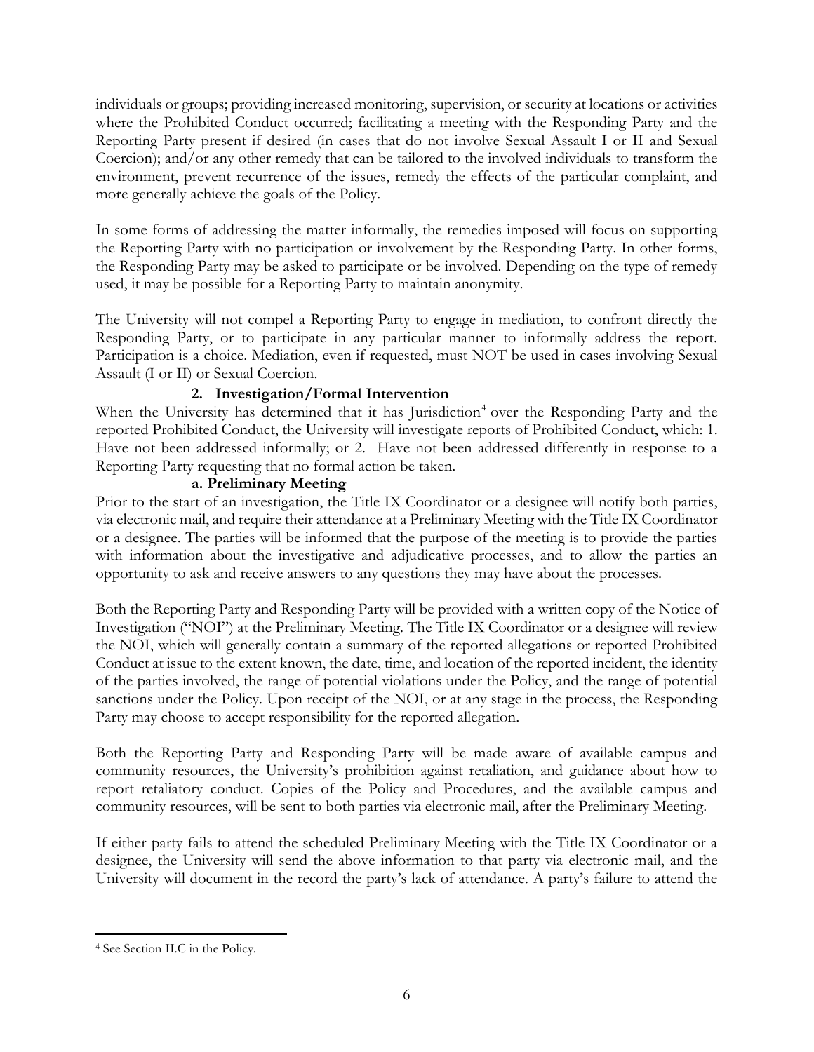individuals or groups; providing increased monitoring, supervision, or security at locations or activities where the Prohibited Conduct occurred; facilitating a meeting with the Responding Party and the Reporting Party present if desired (in cases that do not involve Sexual Assault I or II and Sexual Coercion); and/or any other remedy that can be tailored to the involved individuals to transform the environment, prevent recurrence of the issues, remedy the effects of the particular complaint, and more generally achieve the goals of the Policy.

In some forms of addressing the matter informally, the remedies imposed will focus on supporting the Reporting Party with no participation or involvement by the Responding Party. In other forms, the Responding Party may be asked to participate or be involved. Depending on the type of remedy used, it may be possible for a Reporting Party to maintain anonymity.

The University will not compel a Reporting Party to engage in mediation, to confront directly the Responding Party, or to participate in any particular manner to informally address the report. Participation is a choice. Mediation, even if requested, must NOT be used in cases involving Sexual Assault (I or II) or Sexual Coercion.

### 2. Investigation/Formal Intervention

When the University has determined that it has Jurisdiction[4] over the Responding Party and the reported Prohibited Conduct, the University will investigate reports of Prohibited Conduct, which: 1. Have not been addressed informally; or 2. Have not been addressed differently in response to a Reporting Party requesting that no formal action be taken.

#### a. Preliminary Meeting

Prior to the start of an investigation, the Title IX Coordinator or a designee will notify both parties, via electronic mail, and require their attendance at a Preliminary Meeting with the Title IX Coordinator or a designee. The parties will be informed that the purpose of the meeting is to provide the parties with information about the investigative and adjudicative processes, and to allow the parties an opportunity to ask and receive answers to any questions they may have about the processes.

Both the Reporting Party and Responding Party will be provided with a written copy of the Notice of Investigation ("NOI") at the Preliminary Meeting. The Title IX Coordinator or a designee will review the NOI, which will generally contain a summary of the reported allegations or reported Prohibited Conduct at issue to the extent known, the date, time, and location of the reported incident, the identity of the parties involved, the range of potential violations under the Policy, and the range of potential sanctions under the Policy. Upon receipt of the NOI, or at any stage in the process, the Responding Party may choose to accept responsibility for the reported allegation.

Both the Reporting Party and Responding Party will be made aware of available campus and community resources, the University's prohibition against retaliation, and guidance about how to report retaliatory conduct. Copies of the Policy and Procedures, and the available campus and community resources, will be sent to both parties via electronic mail, after the Preliminary Meeting.

If either party fails to attend the scheduled Preliminary Meeting with the Title IX Coordinator or a designee, the University will send the above information to that party via electronic mail, and the University will document in the record the party's lack of attendance. A party's failure to attend the

[4] See Section II.C in the Policy.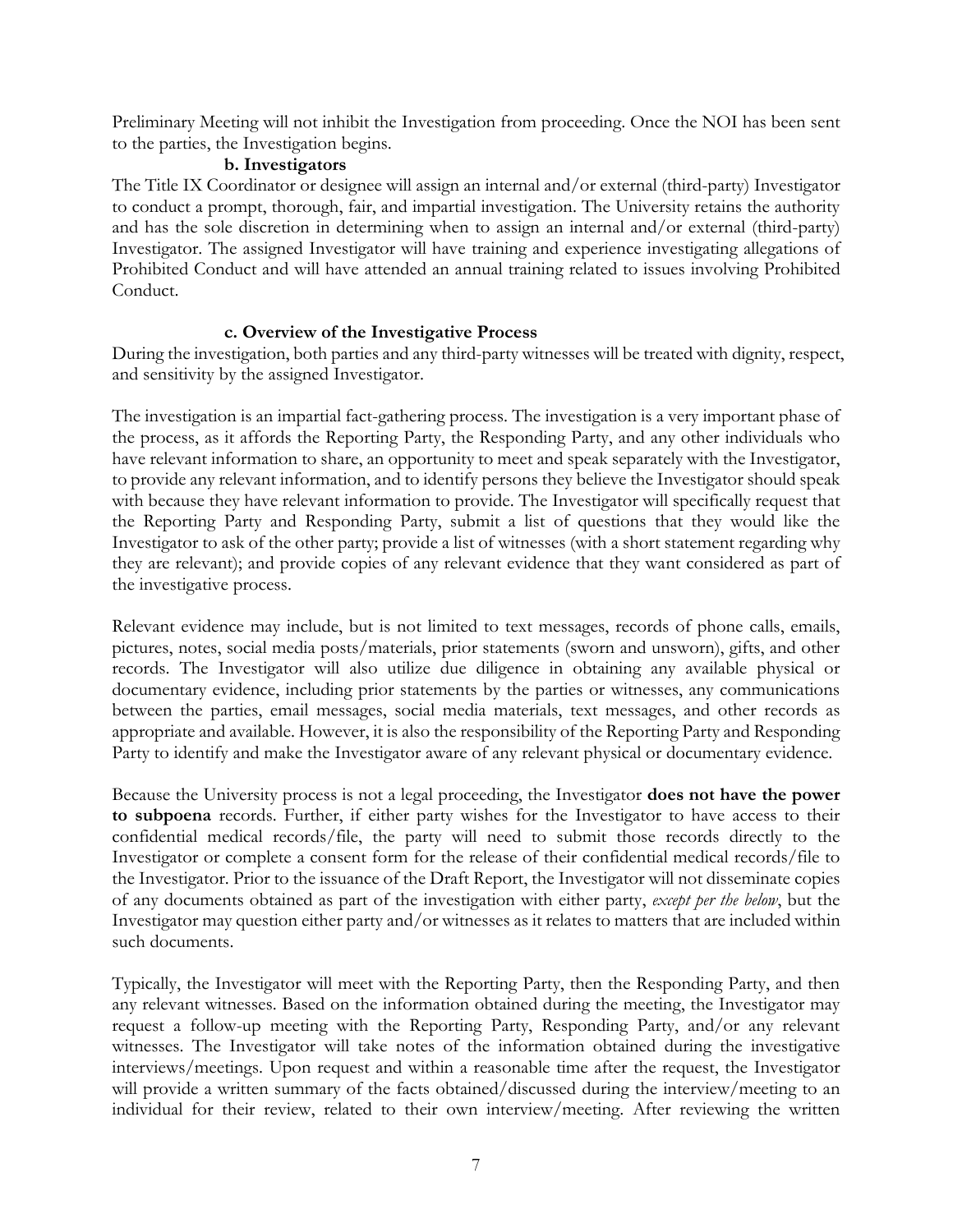Preliminary Meeting will not inhibit the Investigation from proceeding. Once the NOI has been sent to the parties, the Investigation begins.

### b. Investigators

The Title IX Coordinator or designee will assign an internal and/or external (third-party) Investigator to conduct a prompt, thorough, fair, and impartial investigation. The University retains the authority and has the sole discretion in determining when to assign an internal and/or external (third-party) Investigator. The assigned Investigator will have training and experience investigating allegations of Prohibited Conduct and will have attended an annual training related to issues involving Prohibited Conduct.

### c. Overview of the Investigative Process

During the investigation, both parties and any third-party witnesses will be treated with dignity, respect, and sensitivity by the assigned Investigator.

The investigation is an impartial fact-gathering process. The investigation is a very important phase of the process, as it affords the Reporting Party, the Responding Party, and any other individuals who have relevant information to share, an opportunity to meet and speak separately with the Investigator, to provide any relevant information, and to identify persons they believe the Investigator should speak with because they have relevant information to provide. The Investigator will specifically request that the Reporting Party and Responding Party, submit a list of questions that they would like the Investigator to ask of the other party; provide a list of witnesses (with a short statement regarding why they are relevant); and provide copies of any relevant evidence that they want considered as part of the investigative process.

Relevant evidence may include, but is not limited to text messages, records of phone calls, emails, pictures, notes, social media posts/materials, prior statements (sworn and unsworn), gifts, and other records. The Investigator will also utilize due diligence in obtaining any available physical or documentary evidence, including prior statements by the parties or witnesses, any communications between the parties, email messages, social media materials, text messages, and other records as appropriate and available. However, it is also the responsibility of the Reporting Party and Responding Party to identify and make the Investigator aware of any relevant physical or documentary evidence.

Because the University process is not a legal proceeding, the Investigator **does not have the power to subpoena** records. Further, if either party wishes for the Investigator to have access to their confidential medical records/file, the party will need to submit those records directly to the Investigator or complete a consent form for the release of their confidential medical records/file to the Investigator. Prior to the issuance of the Draft Report, the Investigator will not disseminate copies of any documents obtained as part of the investigation with either party, *except per the below*, but the Investigator may question either party and/or witnesses as it relates to matters that are included within such documents.

Typically, the Investigator will meet with the Reporting Party, then the Responding Party, and then any relevant witnesses. Based on the information obtained during the meeting, the Investigator may request a follow-up meeting with the Reporting Party, Responding Party, and/or any relevant witnesses. The Investigator will take notes of the information obtained during the investigative interviews/meetings. Upon request and within a reasonable time after the request, the Investigator will provide a written summary of the facts obtained/discussed during the interview/meeting to an individual for their review, related to their own interview/meeting. After reviewing the written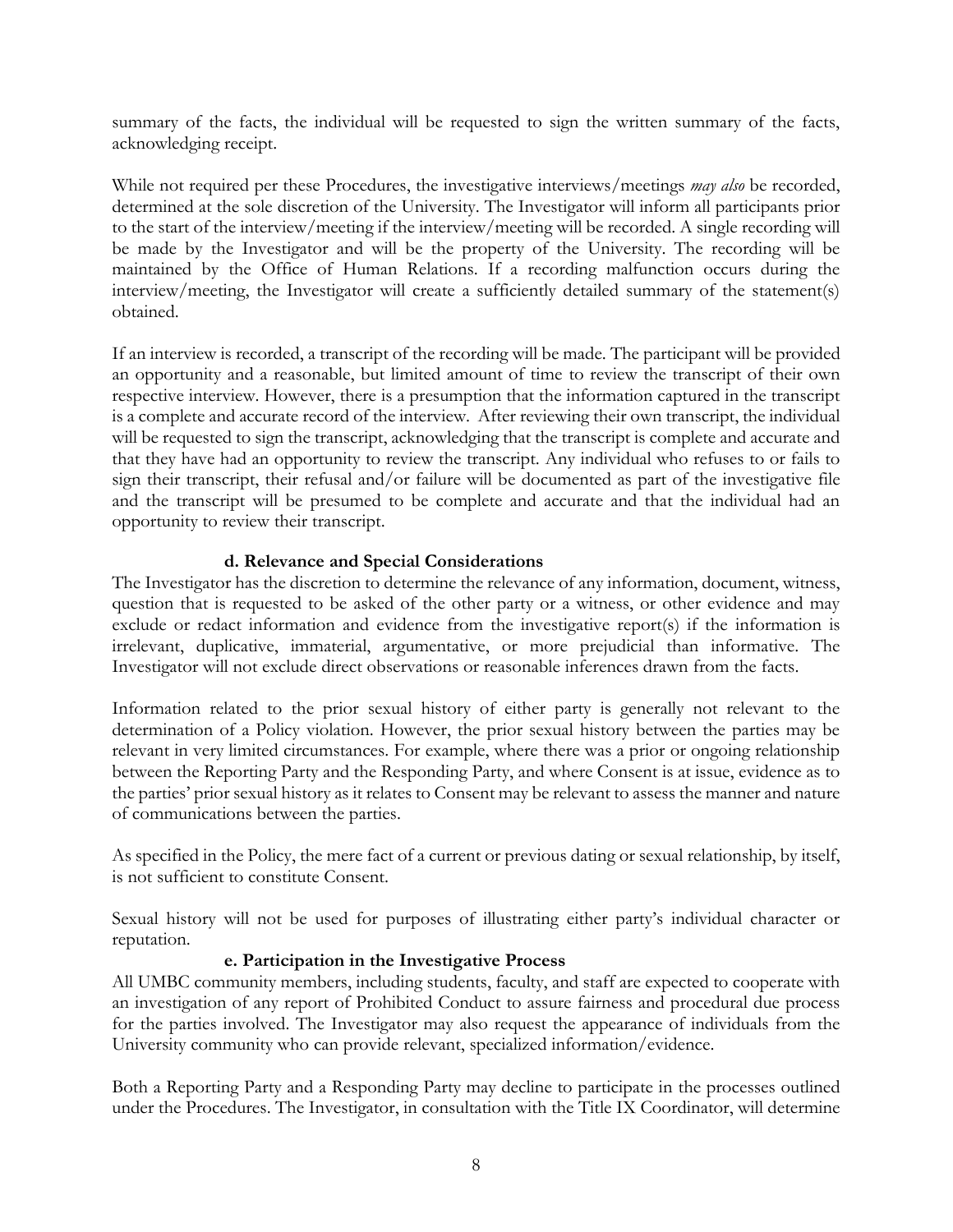summary of the facts, the individual will be requested to sign the written summary of the facts, acknowledging receipt.

While not required per these Procedures, the investigative interviews/meetings *may also* be recorded, determined at the sole discretion of the University. The Investigator will inform all participants prior to the start of the interview/meeting if the interview/meeting will be recorded. A single recording will be made by the Investigator and will be the property of the University. The recording will be maintained by the Office of Human Relations. If a recording malfunction occurs during the interview/meeting, the Investigator will create a sufficiently detailed summary of the statement(s) obtained.

If an interview is recorded, a transcript of the recording will be made. The participant will be provided an opportunity and a reasonable, but limited amount of time to review the transcript of their own respective interview. However, there is a presumption that the information captured in the transcript is a complete and accurate record of the interview. After reviewing their own transcript, the individual will be requested to sign the transcript, acknowledging that the transcript is complete and accurate and that they have had an opportunity to review the transcript. Any individual who refuses to or fails to sign their transcript, their refusal and/or failure will be documented as part of the investigative file and the transcript will be presumed to be complete and accurate and that the individual had an opportunity to review their transcript.

#### d. Relevance and Special Considerations

The Investigator has the discretion to determine the relevance of any information, document, witness, question that is requested to be asked of the other party or a witness, or other evidence and may exclude or redact information and evidence from the investigative report(s) if the information is irrelevant, duplicative, immaterial, argumentative, or more prejudicial than informative. The Investigator will not exclude direct observations or reasonable inferences drawn from the facts.

Information related to the prior sexual history of either party is generally not relevant to the determination of a Policy violation. However, the prior sexual history between the parties may be relevant in very limited circumstances. For example, where there was a prior or ongoing relationship between the Reporting Party and the Responding Party, and where Consent is at issue, evidence as to the parties' prior sexual history as it relates to Consent may be relevant to assess the manner and nature of communications between the parties.

As specified in the Policy, the mere fact of a current or previous dating or sexual relationship, by itself, is not sufficient to constitute Consent.

Sexual history will not be used for purposes of illustrating either party's individual character or reputation.

#### e. Participation in the Investigative Process

All UMBC community members, including students, faculty, and staff are expected to cooperate with an investigation of any report of Prohibited Conduct to assure fairness and procedural due process for the parties involved. The Investigator may also request the appearance of individuals from the University community who can provide relevant, specialized information/evidence.

Both a Reporting Party and a Responding Party may decline to participate in the processes outlined under the Procedures. The Investigator, in consultation with the Title IX Coordinator, will determine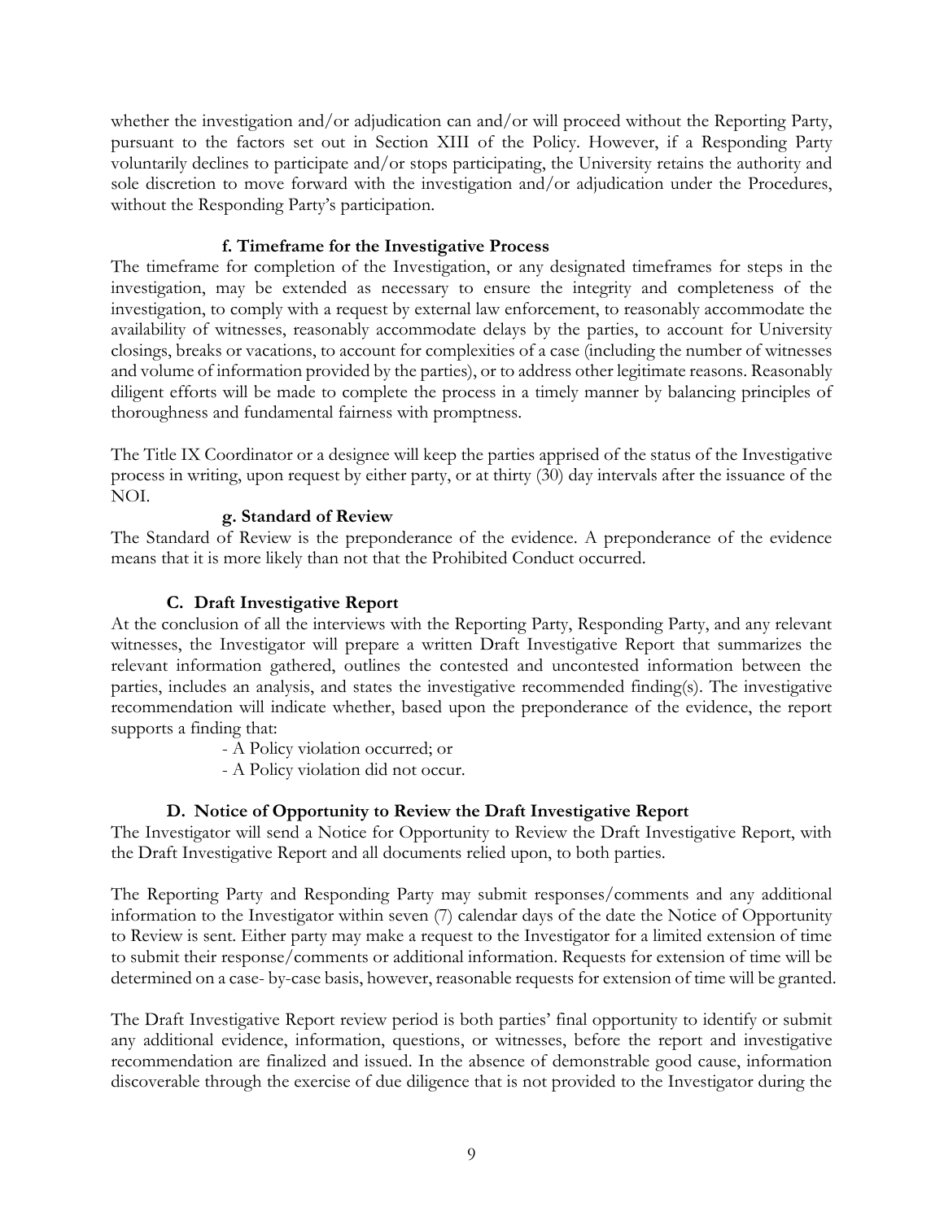whether the investigation and/or adjudication can and/or will proceed without the Reporting Party, pursuant to the factors set out in Section XIII of the Policy. However, if a Responding Party voluntarily declines to participate and/or stops participating, the University retains the authority and sole discretion to move forward with the investigation and/or adjudication under the Procedures, without the Responding Party's participation.

#### f. Timeframe for the Investigative Process

The timeframe for completion of the Investigation, or any designated timeframes for steps in the investigation, may be extended as necessary to ensure the integrity and completeness of the investigation, to comply with a request by external law enforcement, to reasonably accommodate the availability of witnesses, reasonably accommodate delays by the parties, to account for University closings, breaks or vacations, to account for complexities of a case (including the number of witnesses and volume of information provided by the parties), or to address other legitimate reasons. Reasonably diligent efforts will be made to complete the process in a timely manner by balancing principles of thoroughness and fundamental fairness with promptness.

The Title IX Coordinator or a designee will keep the parties apprised of the status of the Investigative process in writing, upon request by either party, or at thirty (30) day intervals after the issuance of the NOI.

#### g. Standard of Review

The Standard of Review is the preponderance of the evidence. A preponderance of the evidence means that it is more likely than not that the Prohibited Conduct occurred.

### C. Draft Investigative Report

At the conclusion of all the interviews with the Reporting Party, Responding Party, and any relevant witnesses, the Investigator will prepare a written Draft Investigative Report that summarizes the relevant information gathered, outlines the contested and uncontested information between the parties, includes an analysis, and states the investigative recommended finding(s). The investigative recommendation will indicate whether, based upon the preponderance of the evidence, the report supports a finding that:

- A Policy violation occurred; or
- A Policy violation did not occur.

### D. Notice of Opportunity to Review the Draft Investigative Report

The Investigator will send a Notice for Opportunity to Review the Draft Investigative Report, with the Draft Investigative Report and all documents relied upon, to both parties.

The Reporting Party and Responding Party may submit responses/comments and any additional information to the Investigator within seven (7) calendar days of the date the Notice of Opportunity to Review is sent. Either party may make a request to the Investigator for a limited extension of time to submit their response/comments or additional information. Requests for extension of time will be determined on a case- by-case basis, however, reasonable requests for extension of time will be granted.

The Draft Investigative Report review period is both parties' final opportunity to identify or submit any additional evidence, information, questions, or witnesses, before the report and investigative recommendation are finalized and issued. In the absence of demonstrable good cause, information discoverable through the exercise of due diligence that is not provided to the Investigator during the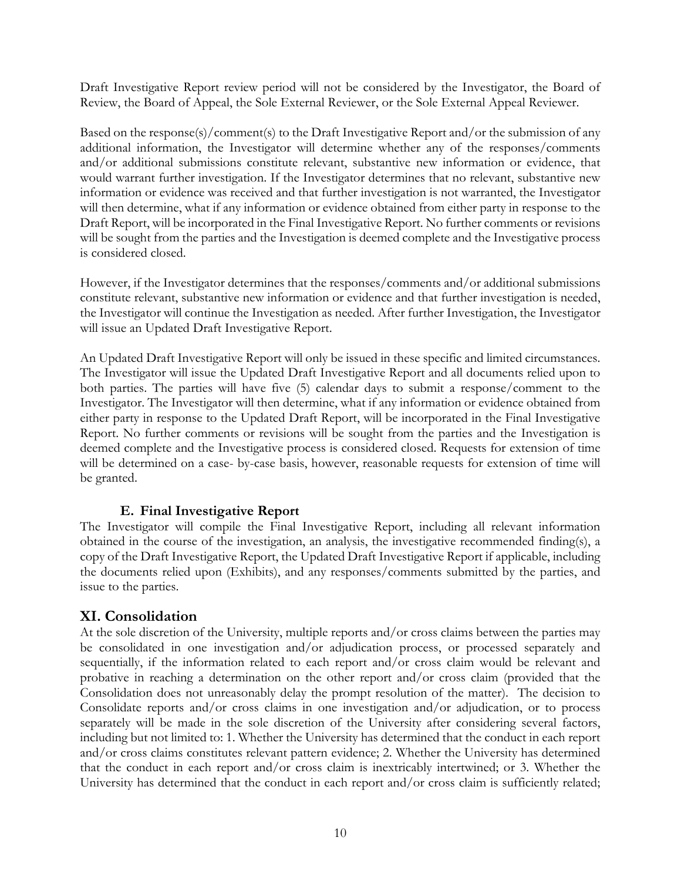Draft Investigative Report review period will not be considered by the Investigator, the Board of Review, the Board of Appeal, the Sole External Reviewer, or the Sole External Appeal Reviewer.

Based on the response(s)/comment(s) to the Draft Investigative Report and/or the submission of any additional information, the Investigator will determine whether any of the responses/comments and/or additional submissions constitute relevant, substantive new information or evidence, that would warrant further investigation. If the Investigator determines that no relevant, substantive new information or evidence was received and that further investigation is not warranted, the Investigator will then determine, what if any information or evidence obtained from either party in response to the Draft Report, will be incorporated in the Final Investigative Report. No further comments or revisions will be sought from the parties and the Investigation is deemed complete and the Investigative process is considered closed.

However, if the Investigator determines that the responses/comments and/or additional submissions constitute relevant, substantive new information or evidence and that further investigation is needed, the Investigator will continue the Investigation as needed. After further Investigation, the Investigator will issue an Updated Draft Investigative Report.

An Updated Draft Investigative Report will only be issued in these specific and limited circumstances. The Investigator will issue the Updated Draft Investigative Report and all documents relied upon to both parties. The parties will have five (5) calendar days to submit a response/comment to the Investigator. The Investigator will then determine, what if any information or evidence obtained from either party in response to the Updated Draft Report, will be incorporated in the Final Investigative Report. No further comments or revisions will be sought from the parties and the Investigation is deemed complete and the Investigative process is considered closed. Requests for extension of time will be determined on a case- by-case basis, however, reasonable requests for extension of time will be granted.

### E. Final Investigative Report

The Investigator will compile the Final Investigative Report, including all relevant information obtained in the course of the investigation, an analysis, the investigative recommended finding(s), a copy of the Draft Investigative Report, the Updated Draft Investigative Report if applicable, including the documents relied upon (Exhibits), and any responses/comments submitted by the parties, and issue to the parties.

## XI. Consolidation

At the sole discretion of the University, multiple reports and/or cross claims between the parties may be consolidated in one investigation and/or adjudication process, or processed separately and sequentially, if the information related to each report and/or cross claim would be relevant and probative in reaching a determination on the other report and/or cross claim (provided that the Consolidation does not unreasonably delay the prompt resolution of the matter). The decision to Consolidate reports and/or cross claims in one investigation and/or adjudication, or to process separately will be made in the sole discretion of the University after considering several factors, including but not limited to: 1. Whether the University has determined that the conduct in each report and/or cross claims constitutes relevant pattern evidence; 2. Whether the University has determined that the conduct in each report and/or cross claim is inextricably intertwined; or 3. Whether the University has determined that the conduct in each report and/or cross claim is sufficiently related;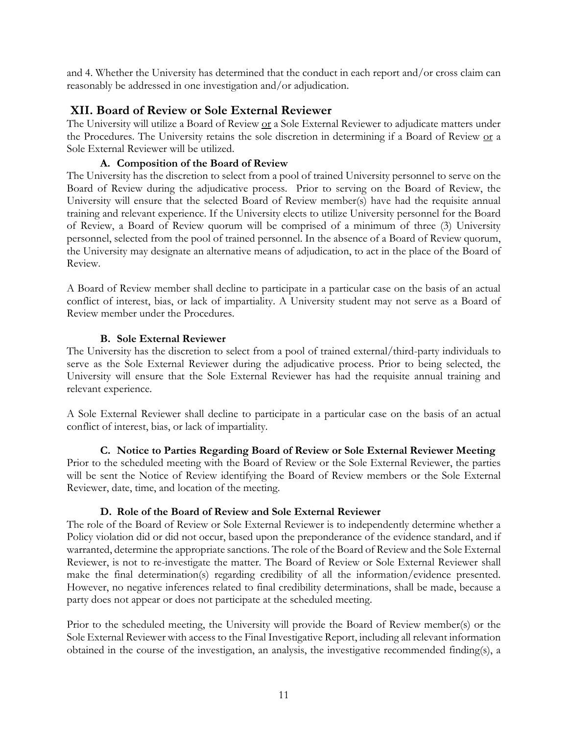and 4. Whether the University has determined that the conduct in each report and/or cross claim can reasonably be addressed in one investigation and/or adjudication.

## XII. Board of Review or Sole External Reviewer

The University will utilize a Board of Review or a Sole External Reviewer to adjudicate matters under the Procedures. The University retains the sole discretion in determining if a Board of Review or a Sole External Reviewer will be utilized.

### A. Composition of the Board of Review

The University has the discretion to select from a pool of trained University personnel to serve on the Board of Review during the adjudicative process. Prior to serving on the Board of Review, the University will ensure that the selected Board of Review member(s) have had the requisite annual training and relevant experience. If the University elects to utilize University personnel for the Board of Review, a Board of Review quorum will be comprised of a minimum of three (3) University personnel, selected from the pool of trained personnel. In the absence of a Board of Review quorum, the University may designate an alternative means of adjudication, to act in the place of the Board of Review.

A Board of Review member shall decline to participate in a particular case on the basis of an actual conflict of interest, bias, or lack of impartiality. A University student may not serve as a Board of Review member under the Procedures.

### B. Sole External Reviewer

The University has the discretion to select from a pool of trained external/third-party individuals to serve as the Sole External Reviewer during the adjudicative process. Prior to being selected, the University will ensure that the Sole External Reviewer has had the requisite annual training and relevant experience.

A Sole External Reviewer shall decline to participate in a particular case on the basis of an actual conflict of interest, bias, or lack of impartiality.

### C. Notice to Parties Regarding Board of Review or Sole External Reviewer Meeting

Prior to the scheduled meeting with the Board of Review or the Sole External Reviewer, the parties will be sent the Notice of Review identifying the Board of Review members or the Sole External Reviewer, date, time, and location of the meeting.

### D. Role of the Board of Review and Sole External Reviewer

The role of the Board of Review or Sole External Reviewer is to independently determine whether a Policy violation did or did not occur, based upon the preponderance of the evidence standard, and if warranted, determine the appropriate sanctions. The role of the Board of Review and the Sole External Reviewer, is not to re-investigate the matter. The Board of Review or Sole External Reviewer shall make the final determination(s) regarding credibility of all the information/evidence presented. However, no negative inferences related to final credibility determinations, shall be made, because a party does not appear or does not participate at the scheduled meeting.

Prior to the scheduled meeting, the University will provide the Board of Review member(s) or the Sole External Reviewer with access to the Final Investigative Report, including all relevant information obtained in the course of the investigation, an analysis, the investigative recommended finding(s), a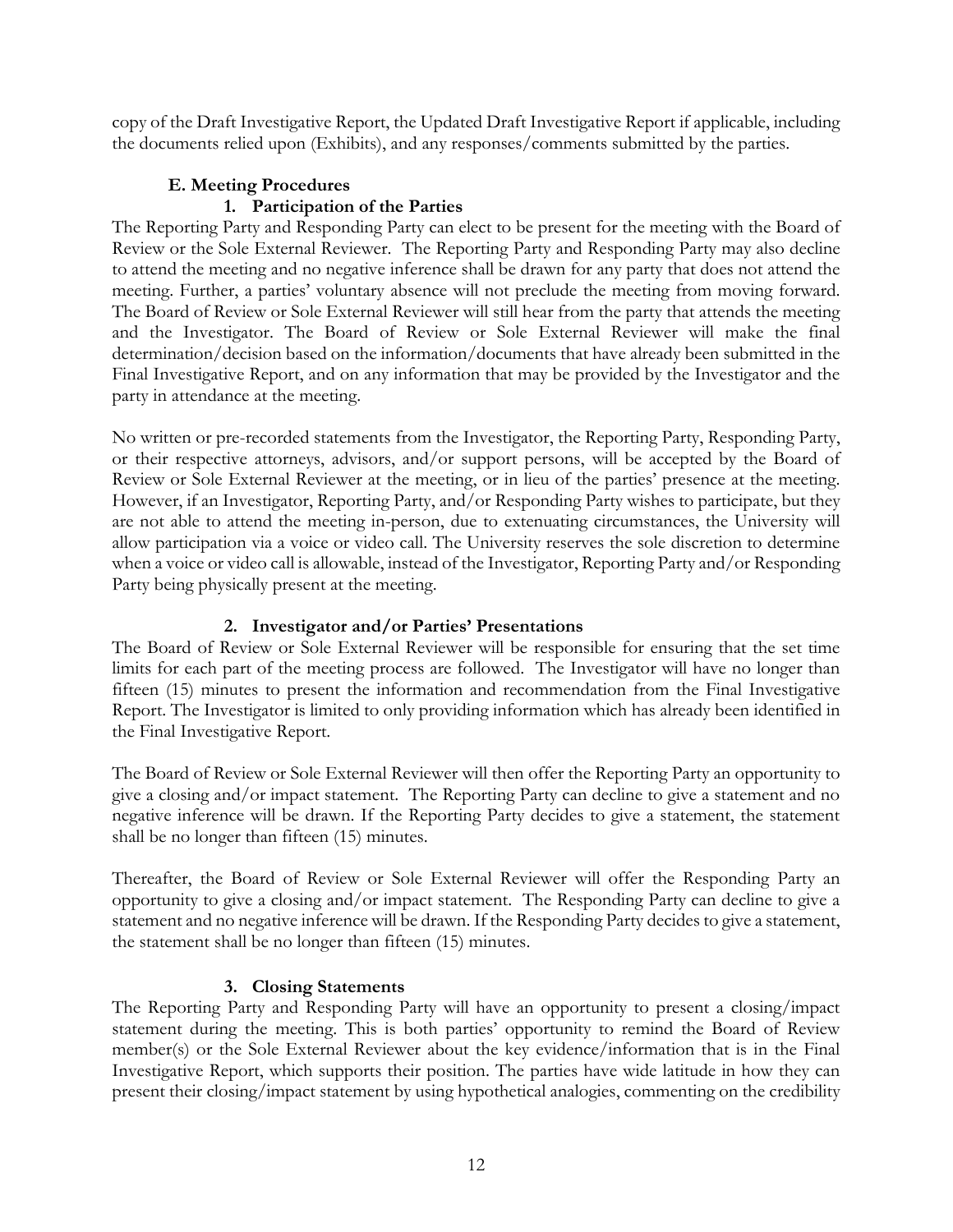copy of the Draft Investigative Report, the Updated Draft Investigative Report if applicable, including the documents relied upon (Exhibits), and any responses/comments submitted by the parties.

### E. Meeting Procedures

#### 1. Participation of the Parties

The Reporting Party and Responding Party can elect to be present for the meeting with the Board of Review or the Sole External Reviewer. The Reporting Party and Responding Party may also decline to attend the meeting and no negative inference shall be drawn for any party that does not attend the meeting. Further, a parties' voluntary absence will not preclude the meeting from moving forward. The Board of Review or Sole External Reviewer will still hear from the party that attends the meeting and the Investigator. The Board of Review or Sole External Reviewer will make the final determination/decision based on the information/documents that have already been submitted in the Final Investigative Report, and on any information that may be provided by the Investigator and the party in attendance at the meeting.

No written or pre-recorded statements from the Investigator, the Reporting Party, Responding Party, or their respective attorneys, advisors, and/or support persons, will be accepted by the Board of Review or Sole External Reviewer at the meeting, or in lieu of the parties' presence at the meeting. However, if an Investigator, Reporting Party, and/or Responding Party wishes to participate, but they are not able to attend the meeting in-person, due to extenuating circumstances, the University will allow participation via a voice or video call. The University reserves the sole discretion to determine when a voice or video call is allowable, instead of the Investigator, Reporting Party and/or Responding Party being physically present at the meeting.

#### 2. Investigator and/or Parties' Presentations

The Board of Review or Sole External Reviewer will be responsible for ensuring that the set time limits for each part of the meeting process are followed. The Investigator will have no longer than fifteen (15) minutes to present the information and recommendation from the Final Investigative Report. The Investigator is limited to only providing information which has already been identified in the Final Investigative Report.

The Board of Review or Sole External Reviewer will then offer the Reporting Party an opportunity to give a closing and/or impact statement. The Reporting Party can decline to give a statement and no negative inference will be drawn. If the Reporting Party decides to give a statement, the statement shall be no longer than fifteen (15) minutes.

Thereafter, the Board of Review or Sole External Reviewer will offer the Responding Party an opportunity to give a closing and/or impact statement. The Responding Party can decline to give a statement and no negative inference will be drawn. If the Responding Party decides to give a statement, the statement shall be no longer than fifteen (15) minutes.

#### 3. Closing Statements

The Reporting Party and Responding Party will have an opportunity to present a closing/impact statement during the meeting. This is both parties' opportunity to remind the Board of Review member(s) or the Sole External Reviewer about the key evidence/information that is in the Final Investigative Report, which supports their position. The parties have wide latitude in how they can present their closing/impact statement by using hypothetical analogies, commenting on the credibility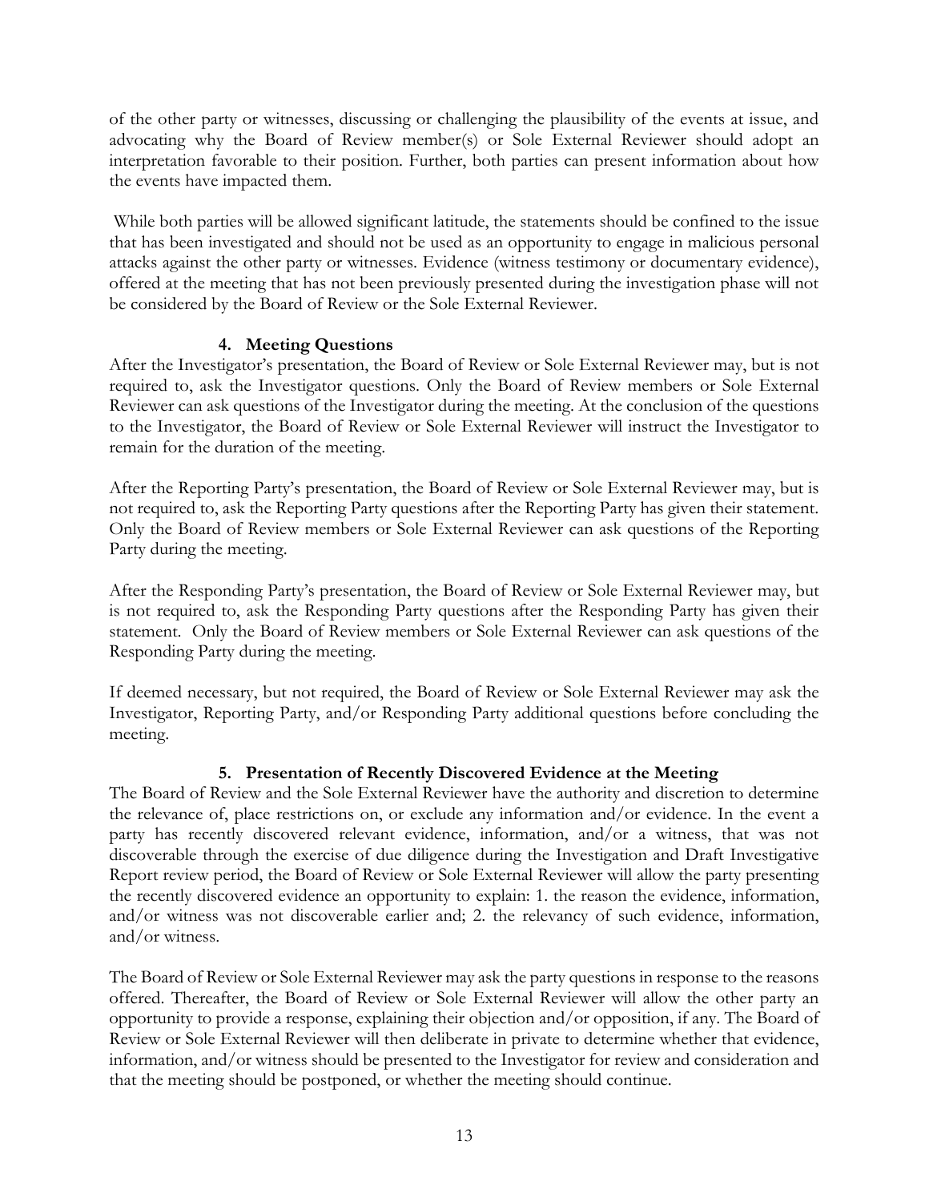of the other party or witnesses, discussing or challenging the plausibility of the events at issue, and advocating why the Board of Review member(s) or Sole External Reviewer should adopt an interpretation favorable to their position. Further, both parties can present information about how the events have impacted them.

While both parties will be allowed significant latitude, the statements should be confined to the issue that has been investigated and should not be used as an opportunity to engage in malicious personal attacks against the other party or witnesses. Evidence (witness testimony or documentary evidence), offered at the meeting that has not been previously presented during the investigation phase will not be considered by the Board of Review or the Sole External Reviewer.

#### 4. Meeting Questions

After the Investigator's presentation, the Board of Review or Sole External Reviewer may, but is not required to, ask the Investigator questions. Only the Board of Review members or Sole External Reviewer can ask questions of the Investigator during the meeting. At the conclusion of the questions to the Investigator, the Board of Review or Sole External Reviewer will instruct the Investigator to remain for the duration of the meeting.

After the Reporting Party's presentation, the Board of Review or Sole External Reviewer may, but is not required to, ask the Reporting Party questions after the Reporting Party has given their statement. Only the Board of Review members or Sole External Reviewer can ask questions of the Reporting Party during the meeting.

After the Responding Party's presentation, the Board of Review or Sole External Reviewer may, but is not required to, ask the Responding Party questions after the Responding Party has given their statement. Only the Board of Review members or Sole External Reviewer can ask questions of the Responding Party during the meeting.

If deemed necessary, but not required, the Board of Review or Sole External Reviewer may ask the Investigator, Reporting Party, and/or Responding Party additional questions before concluding the meeting.

#### 5. Presentation of Recently Discovered Evidence at the Meeting

The Board of Review and the Sole External Reviewer have the authority and discretion to determine the relevance of, place restrictions on, or exclude any information and/or evidence. In the event a party has recently discovered relevant evidence, information, and/or a witness, that was not discoverable through the exercise of due diligence during the Investigation and Draft Investigative Report review period, the Board of Review or Sole External Reviewer will allow the party presenting the recently discovered evidence an opportunity to explain: 1. the reason the evidence, information, and/or witness was not discoverable earlier and; 2. the relevancy of such evidence, information, and/or witness.

The Board of Review or Sole External Reviewer may ask the party questions in response to the reasons offered. Thereafter, the Board of Review or Sole External Reviewer will allow the other party an opportunity to provide a response, explaining their objection and/or opposition, if any. The Board of Review or Sole External Reviewer will then deliberate in private to determine whether that evidence, information, and/or witness should be presented to the Investigator for review and consideration and that the meeting should be postponed, or whether the meeting should continue.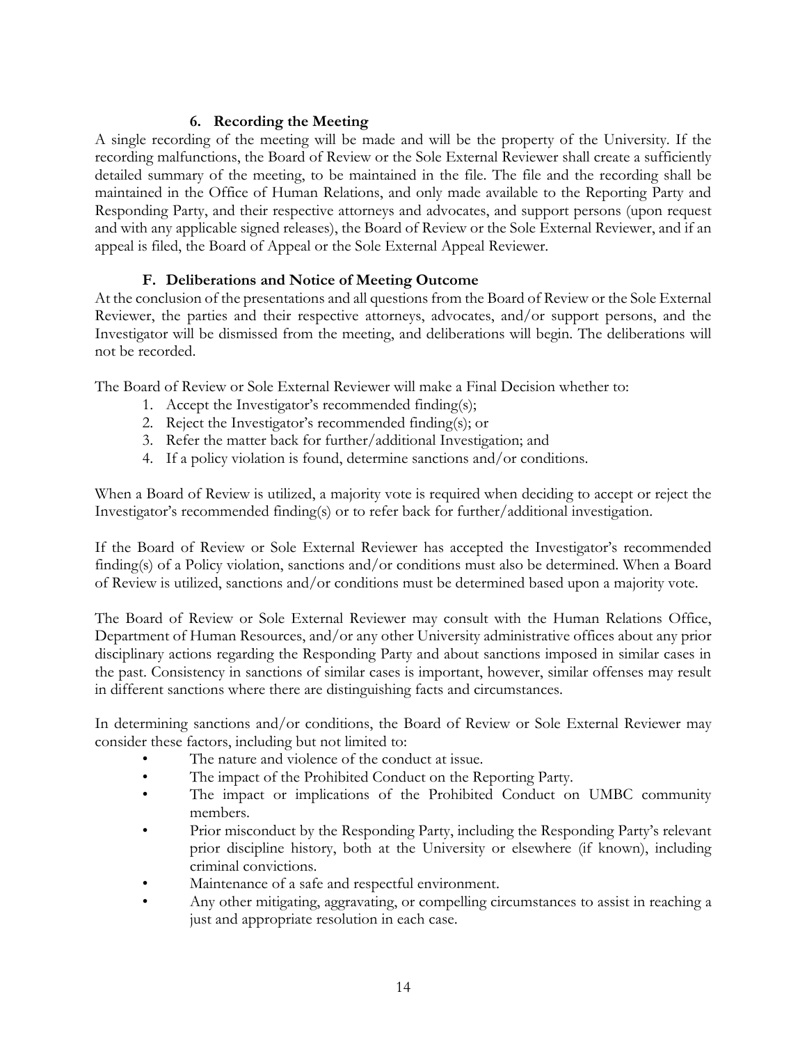#### 6. Recording the Meeting

A single recording of the meeting will be made and will be the property of the University. If the recording malfunctions, the Board of Review or the Sole External Reviewer shall create a sufficiently detailed summary of the meeting, to be maintained in the file. The file and the recording shall be maintained in the Office of Human Relations, and only made available to the Reporting Party and Responding Party, and their respective attorneys and advocates, and support persons (upon request and with any applicable signed releases), the Board of Review or the Sole External Reviewer, and if an appeal is filed, the Board of Appeal or the Sole External Appeal Reviewer.

### F. Deliberations and Notice of Meeting Outcome

At the conclusion of the presentations and all questions from the Board of Review or the Sole External Reviewer, the parties and their respective attorneys, advocates, and/or support persons, and the Investigator will be dismissed from the meeting, and deliberations will begin. The deliberations will not be recorded.

The Board of Review or Sole External Reviewer will make a Final Decision whether to:

1. Accept the Investigator's recommended finding(s);
2. Reject the Investigator's recommended finding(s); or
3. Refer the matter back for further/additional Investigation; and
4. If a policy violation is found, determine sanctions and/or conditions.

When a Board of Review is utilized, a majority vote is required when deciding to accept or reject the Investigator's recommended finding(s) or to refer back for further/additional investigation.

If the Board of Review or Sole External Reviewer has accepted the Investigator's recommended finding(s) of a Policy violation, sanctions and/or conditions must also be determined. When a Board of Review is utilized, sanctions and/or conditions must be determined based upon a majority vote.

The Board of Review or Sole External Reviewer may consult with the Human Relations Office, Department of Human Resources, and/or any other University administrative offices about any prior disciplinary actions regarding the Responding Party and about sanctions imposed in similar cases in the past. Consistency in sanctions of similar cases is important, however, similar offenses may result in different sanctions where there are distinguishing facts and circumstances.

In determining sanctions and/or conditions, the Board of Review or Sole External Reviewer may consider these factors, including but not limited to:

- The nature and violence of the conduct at issue.
- The impact of the Prohibited Conduct on the Reporting Party.
- The impact or implications of the Prohibited Conduct on UMBC community members.
- Prior misconduct by the Responding Party, including the Responding Party's relevant prior discipline history, both at the University or elsewhere (if known), including criminal convictions.
- Maintenance of a safe and respectful environment.
- Any other mitigating, aggravating, or compelling circumstances to assist in reaching a just and appropriate resolution in each case.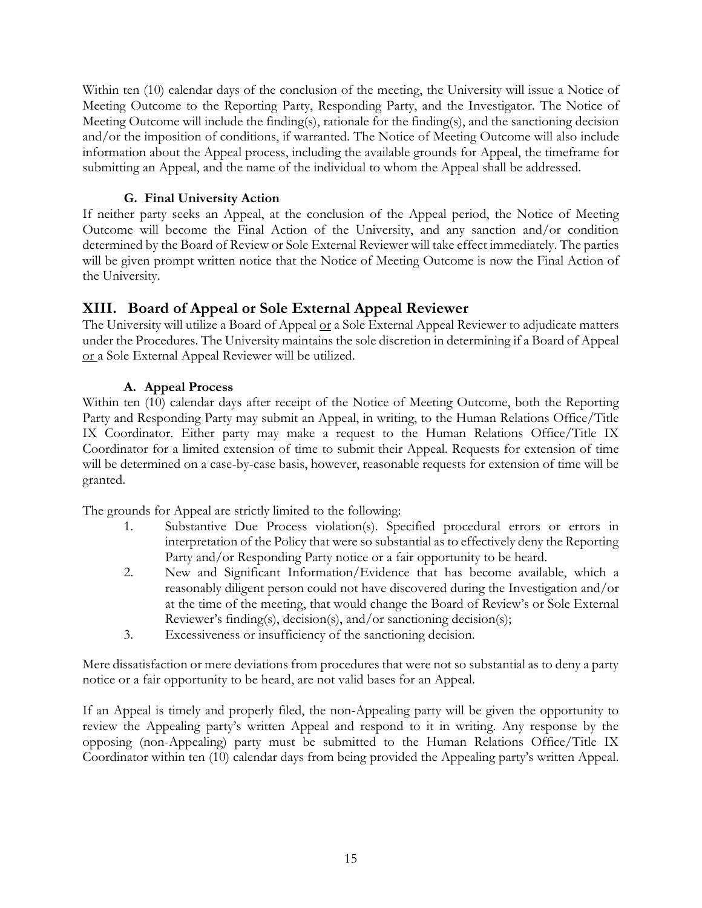Within ten (10) calendar days of the conclusion of the meeting, the University will issue a Notice of Meeting Outcome to the Reporting Party, Responding Party, and the Investigator. The Notice of Meeting Outcome will include the finding(s), rationale for the finding(s), and the sanctioning decision and/or the imposition of conditions, if warranted. The Notice of Meeting Outcome will also include information about the Appeal process, including the available grounds for Appeal, the timeframe for submitting an Appeal, and the name of the individual to whom the Appeal shall be addressed.

### G. Final University Action

If neither party seeks an Appeal, at the conclusion of the Appeal period, the Notice of Meeting Outcome will become the Final Action of the University, and any sanction and/or condition determined by the Board of Review or Sole External Reviewer will take effect immediately. The parties will be given prompt written notice that the Notice of Meeting Outcome is now the Final Action of the University.

## XIII. Board of Appeal or Sole External Appeal Reviewer

The University will utilize a Board of Appeal <u>or</u> a Sole External Appeal Reviewer to adjudicate matters under the Procedures. The University maintains the sole discretion in determining if a Board of Appeal <u>or</u> a Sole External Appeal Reviewer will be utilized.

### A. Appeal Process

Within ten (10) calendar days after receipt of the Notice of Meeting Outcome, both the Reporting Party and Responding Party may submit an Appeal, in writing, to the Human Relations Office/Title IX Coordinator. Either party may make a request to the Human Relations Office/Title IX Coordinator for a limited extension of time to submit their Appeal. Requests for extension of time will be determined on a case-by-case basis, however, reasonable requests for extension of time will be granted.

The grounds for Appeal are strictly limited to the following:

1. Substantive Due Process violation(s). Specified procedural errors or errors in interpretation of the Policy that were so substantial as to effectively deny the Reporting Party and/or Responding Party notice or a fair opportunity to be heard.
2. New and Significant Information/Evidence that has become available, which a reasonably diligent person could not have discovered during the Investigation and/or at the time of the meeting, that would change the Board of Review's or Sole External Reviewer's finding(s), decision(s), and/or sanctioning decision(s);
3. Excessiveness or insufficiency of the sanctioning decision.

Mere dissatisfaction or mere deviations from procedures that were not so substantial as to deny a party notice or a fair opportunity to be heard, are not valid bases for an Appeal.

If an Appeal is timely and properly filed, the non-Appealing party will be given the opportunity to review the Appealing party's written Appeal and respond to it in writing. Any response by the opposing (non-Appealing) party must be submitted to the Human Relations Office/Title IX Coordinator within ten (10) calendar days from being provided the Appealing party's written Appeal.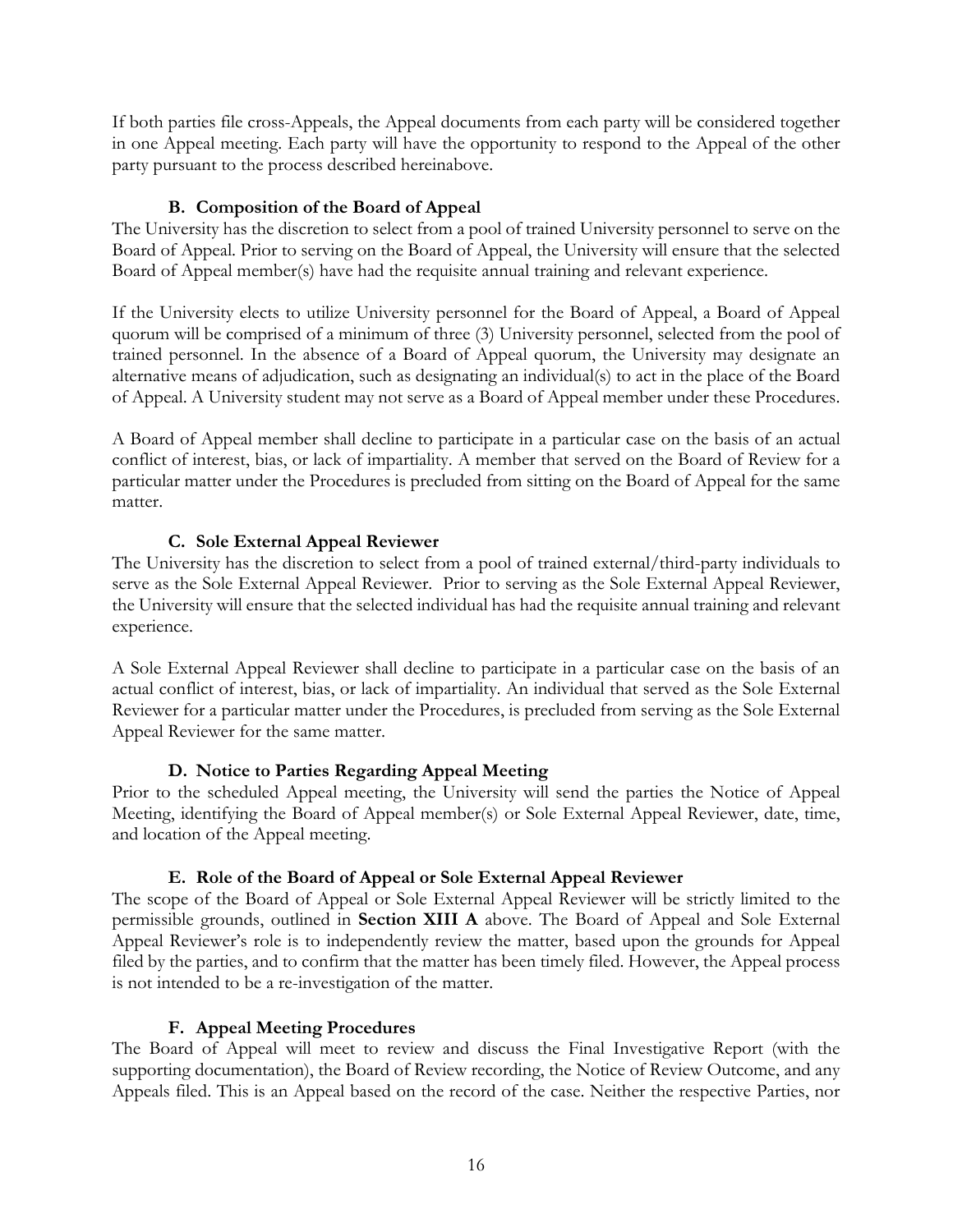If both parties file cross-Appeals, the Appeal documents from each party will be considered together in one Appeal meeting. Each party will have the opportunity to respond to the Appeal of the other party pursuant to the process described hereinabove.

### B. Composition of the Board of Appeal

The University has the discretion to select from a pool of trained University personnel to serve on the Board of Appeal. Prior to serving on the Board of Appeal, the University will ensure that the selected Board of Appeal member(s) have had the requisite annual training and relevant experience.

If the University elects to utilize University personnel for the Board of Appeal, a Board of Appeal quorum will be comprised of a minimum of three (3) University personnel, selected from the pool of trained personnel. In the absence of a Board of Appeal quorum, the University may designate an alternative means of adjudication, such as designating an individual(s) to act in the place of the Board of Appeal. A University student may not serve as a Board of Appeal member under these Procedures.

A Board of Appeal member shall decline to participate in a particular case on the basis of an actual conflict of interest, bias, or lack of impartiality. A member that served on the Board of Review for a particular matter under the Procedures is precluded from sitting on the Board of Appeal for the same matter.

### C. Sole External Appeal Reviewer

The University has the discretion to select from a pool of trained external/third-party individuals to serve as the Sole External Appeal Reviewer. Prior to serving as the Sole External Appeal Reviewer, the University will ensure that the selected individual has had the requisite annual training and relevant experience.

A Sole External Appeal Reviewer shall decline to participate in a particular case on the basis of an actual conflict of interest, bias, or lack of impartiality. An individual that served as the Sole External Reviewer for a particular matter under the Procedures, is precluded from serving as the Sole External Appeal Reviewer for the same matter.

### D. Notice to Parties Regarding Appeal Meeting

Prior to the scheduled Appeal meeting, the University will send the parties the Notice of Appeal Meeting, identifying the Board of Appeal member(s) or Sole External Appeal Reviewer, date, time, and location of the Appeal meeting.

### E. Role of the Board of Appeal or Sole External Appeal Reviewer

The scope of the Board of Appeal or Sole External Appeal Reviewer will be strictly limited to the permissible grounds, outlined in **Section XIII A** above. The Board of Appeal and Sole External Appeal Reviewer's role is to independently review the matter, based upon the grounds for Appeal filed by the parties, and to confirm that the matter has been timely filed. However, the Appeal process is not intended to be a re-investigation of the matter.

### F. Appeal Meeting Procedures

The Board of Appeal will meet to review and discuss the Final Investigative Report (with the supporting documentation), the Board of Review recording, the Notice of Review Outcome, and any Appeals filed. This is an Appeal based on the record of the case. Neither the respective Parties, nor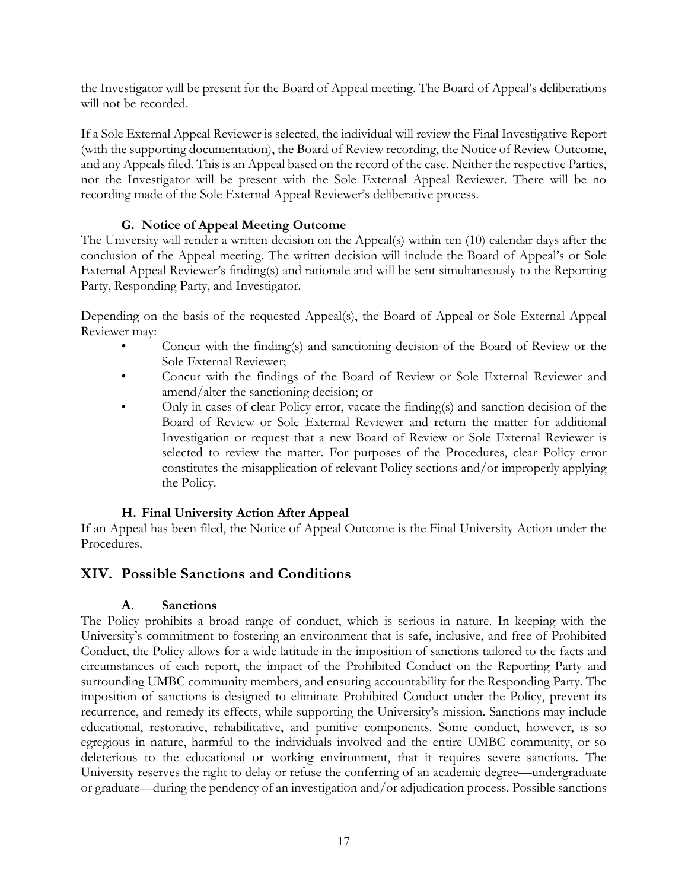the Investigator will be present for the Board of Appeal meeting. The Board of Appeal's deliberations will not be recorded.

If a Sole External Appeal Reviewer is selected, the individual will review the Final Investigative Report (with the supporting documentation), the Board of Review recording, the Notice of Review Outcome, and any Appeals filed. This is an Appeal based on the record of the case. Neither the respective Parties, nor the Investigator will be present with the Sole External Appeal Reviewer. There will be no recording made of the Sole External Appeal Reviewer's deliberative process.

### G. Notice of Appeal Meeting Outcome

The University will render a written decision on the Appeal(s) within ten (10) calendar days after the conclusion of the Appeal meeting. The written decision will include the Board of Appeal's or Sole External Appeal Reviewer's finding(s) and rationale and will be sent simultaneously to the Reporting Party, Responding Party, and Investigator.

Depending on the basis of the requested Appeal(s), the Board of Appeal or Sole External Appeal Reviewer may:

- Concur with the finding(s) and sanctioning decision of the Board of Review or the Sole External Reviewer;
- Concur with the findings of the Board of Review or Sole External Reviewer and amend/alter the sanctioning decision; or
- Only in cases of clear Policy error, vacate the finding(s) and sanction decision of the Board of Review or Sole External Reviewer and return the matter for additional Investigation or request that a new Board of Review or Sole External Reviewer is selected to review the matter. For purposes of the Procedures, clear Policy error constitutes the misapplication of relevant Policy sections and/or improperly applying the Policy.

### H. Final University Action After Appeal

If an Appeal has been filed, the Notice of Appeal Outcome is the Final University Action under the Procedures.

## XIV. Possible Sanctions and Conditions

### A. Sanctions

The Policy prohibits a broad range of conduct, which is serious in nature. In keeping with the University's commitment to fostering an environment that is safe, inclusive, and free of Prohibited Conduct, the Policy allows for a wide latitude in the imposition of sanctions tailored to the facts and circumstances of each report, the impact of the Prohibited Conduct on the Reporting Party and surrounding UMBC community members, and ensuring accountability for the Responding Party. The imposition of sanctions is designed to eliminate Prohibited Conduct under the Policy, prevent its recurrence, and remedy its effects, while supporting the University's mission. Sanctions may include educational, restorative, rehabilitative, and punitive components. Some conduct, however, is so egregious in nature, harmful to the individuals involved and the entire UMBC community, or so deleterious to the educational or working environment, that it requires severe sanctions. The University reserves the right to delay or refuse the conferring of an academic degree—undergraduate or graduate—during the pendency of an investigation and/or adjudication process. Possible sanctions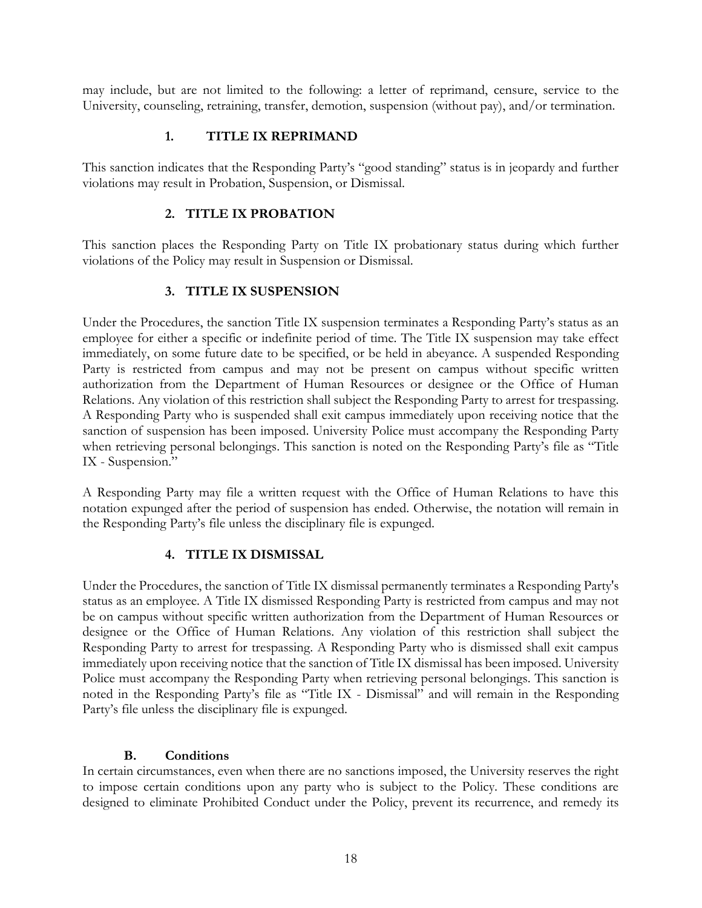may include, but are not limited to the following: a letter of reprimand, censure, service to the University, counseling, retraining, transfer, demotion, suspension (without pay), and/or termination.

#### 1. TITLE IX REPRIMAND

This sanction indicates that the Responding Party's "good standing" status is in jeopardy and further violations may result in Probation, Suspension, or Dismissal.

#### 2. TITLE IX PROBATION

This sanction places the Responding Party on Title IX probationary status during which further violations of the Policy may result in Suspension or Dismissal.

#### 3. TITLE IX SUSPENSION

Under the Procedures, the sanction Title IX suspension terminates a Responding Party's status as an employee for either a specific or indefinite period of time. The Title IX suspension may take effect immediately, on some future date to be specified, or be held in abeyance. A suspended Responding Party is restricted from campus and may not be present on campus without specific written authorization from the Department of Human Resources or designee or the Office of Human Relations. Any violation of this restriction shall subject the Responding Party to arrest for trespassing. A Responding Party who is suspended shall exit campus immediately upon receiving notice that the sanction of suspension has been imposed. University Police must accompany the Responding Party when retrieving personal belongings. This sanction is noted on the Responding Party's file as "Title IX - Suspension."

A Responding Party may file a written request with the Office of Human Relations to have this notation expunged after the period of suspension has ended. Otherwise, the notation will remain in the Responding Party's file unless the disciplinary file is expunged.

#### 4. TITLE IX DISMISSAL

Under the Procedures, the sanction of Title IX dismissal permanently terminates a Responding Party's status as an employee. A Title IX dismissed Responding Party is restricted from campus and may not be on campus without specific written authorization from the Department of Human Resources or designee or the Office of Human Relations. Any violation of this restriction shall subject the Responding Party to arrest for trespassing. A Responding Party who is dismissed shall exit campus immediately upon receiving notice that the sanction of Title IX dismissal has been imposed. University Police must accompany the Responding Party when retrieving personal belongings. This sanction is noted in the Responding Party's file as "Title IX - Dismissal" and will remain in the Responding Party's file unless the disciplinary file is expunged.

### B. Conditions

In certain circumstances, even when there are no sanctions imposed, the University reserves the right to impose certain conditions upon any party who is subject to the Policy. These conditions are designed to eliminate Prohibited Conduct under the Policy, prevent its recurrence, and remedy its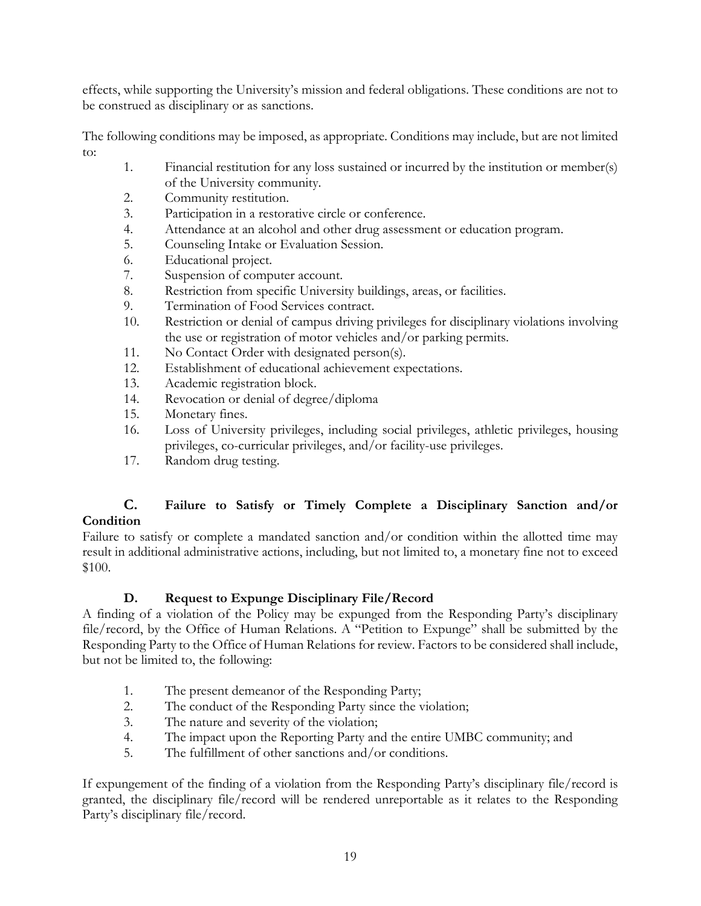effects, while supporting the University's mission and federal obligations. These conditions are not to be construed as disciplinary or as sanctions.

The following conditions may be imposed, as appropriate. Conditions may include, but are not limited to:

1. Financial restitution for any loss sustained or incurred by the institution or member(s) of the University community.
2. Community restitution.
3. Participation in a restorative circle or conference.
4. Attendance at an alcohol and other drug assessment or education program.
5. Counseling Intake or Evaluation Session.
6. Educational project.
7. Suspension of computer account.
8. Restriction from specific University buildings, areas, or facilities.
9. Termination of Food Services contract.
10. Restriction or denial of campus driving privileges for disciplinary violations involving the use or registration of motor vehicles and/or parking permits.
11. No Contact Order with designated person(s).
12. Establishment of educational achievement expectations.
13. Academic registration block.
14. Revocation or denial of degree/diploma
15. Monetary fines.
16. Loss of University privileges, including social privileges, athletic privileges, housing privileges, co-curricular privileges, and/or facility-use privileges.
17. Random drug testing.

### C. Failure to Satisfy or Timely Complete a Disciplinary Sanction and/or Condition

Failure to satisfy or complete a mandated sanction and/or condition within the allotted time may result in additional administrative actions, including, but not limited to, a monetary fine not to exceed $100.

### D. Request to Expunge Disciplinary File/Record

A finding of a violation of the Policy may be expunged from the Responding Party's disciplinary file/record, by the Office of Human Relations. A "Petition to Expunge" shall be submitted by the Responding Party to the Office of Human Relations for review. Factors to be considered shall include, but not be limited to, the following:

1. The present demeanor of the Responding Party;
2. The conduct of the Responding Party since the violation;
3. The nature and severity of the violation;
4. The impact upon the Reporting Party and the entire UMBC community; and
5. The fulfillment of other sanctions and/or conditions.

If expungement of the finding of a violation from the Responding Party's disciplinary file/record is granted, the disciplinary file/record will be rendered unreportable as it relates to the Responding Party's disciplinary file/record.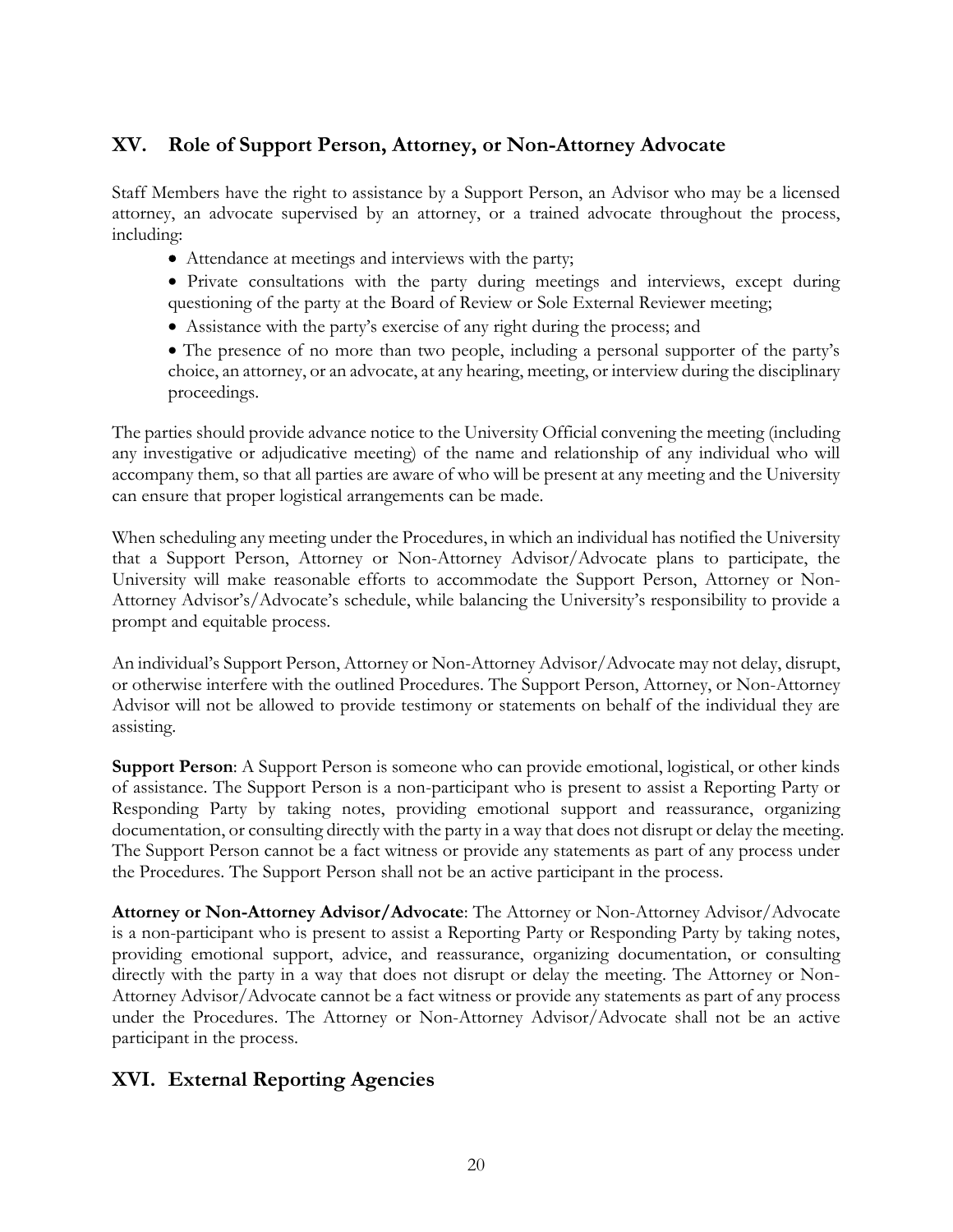## XV. Role of Support Person, Attorney, or Non-Attorney Advocate

Staff Members have the right to assistance by a Support Person, an Advisor who may be a licensed attorney, an advocate supervised by an attorney, or a trained advocate throughout the process, including:

- Attendance at meetings and interviews with the party;
- Private consultations with the party during meetings and interviews, except during questioning of the party at the Board of Review or Sole External Reviewer meeting;
- Assistance with the party's exercise of any right during the process; and
- The presence of no more than two people, including a personal supporter of the party's choice, an attorney, or an advocate, at any hearing, meeting, or interview during the disciplinary proceedings.

The parties should provide advance notice to the University Official convening the meeting (including any investigative or adjudicative meeting) of the name and relationship of any individual who will accompany them, so that all parties are aware of who will be present at any meeting and the University can ensure that proper logistical arrangements can be made.

When scheduling any meeting under the Procedures, in which an individual has notified the University that a Support Person, Attorney or Non-Attorney Advisor/Advocate plans to participate, the University will make reasonable efforts to accommodate the Support Person, Attorney or Non-Attorney Advisor's/Advocate's schedule, while balancing the University's responsibility to provide a prompt and equitable process.

An individual's Support Person, Attorney or Non-Attorney Advisor/Advocate may not delay, disrupt, or otherwise interfere with the outlined Procedures. The Support Person, Attorney, or Non-Attorney Advisor will not be allowed to provide testimony or statements on behalf of the individual they are assisting.

**Support Person**: A Support Person is someone who can provide emotional, logistical, or other kinds of assistance. The Support Person is a non-participant who is present to assist a Reporting Party or Responding Party by taking notes, providing emotional support and reassurance, organizing documentation, or consulting directly with the party in a way that does not disrupt or delay the meeting. The Support Person cannot be a fact witness or provide any statements as part of any process under the Procedures. The Support Person shall not be an active participant in the process.

**Attorney or Non-Attorney Advisor/Advocate**: The Attorney or Non-Attorney Advisor/Advocate is a non-participant who is present to assist a Reporting Party or Responding Party by taking notes, providing emotional support, advice, and reassurance, organizing documentation, or consulting directly with the party in a way that does not disrupt or delay the meeting. The Attorney or Non-Attorney Advisor/Advocate cannot be a fact witness or provide any statements as part of any process under the Procedures. The Attorney or Non-Attorney Advisor/Advocate shall not be an active participant in the process.

## XVI. External Reporting Agencies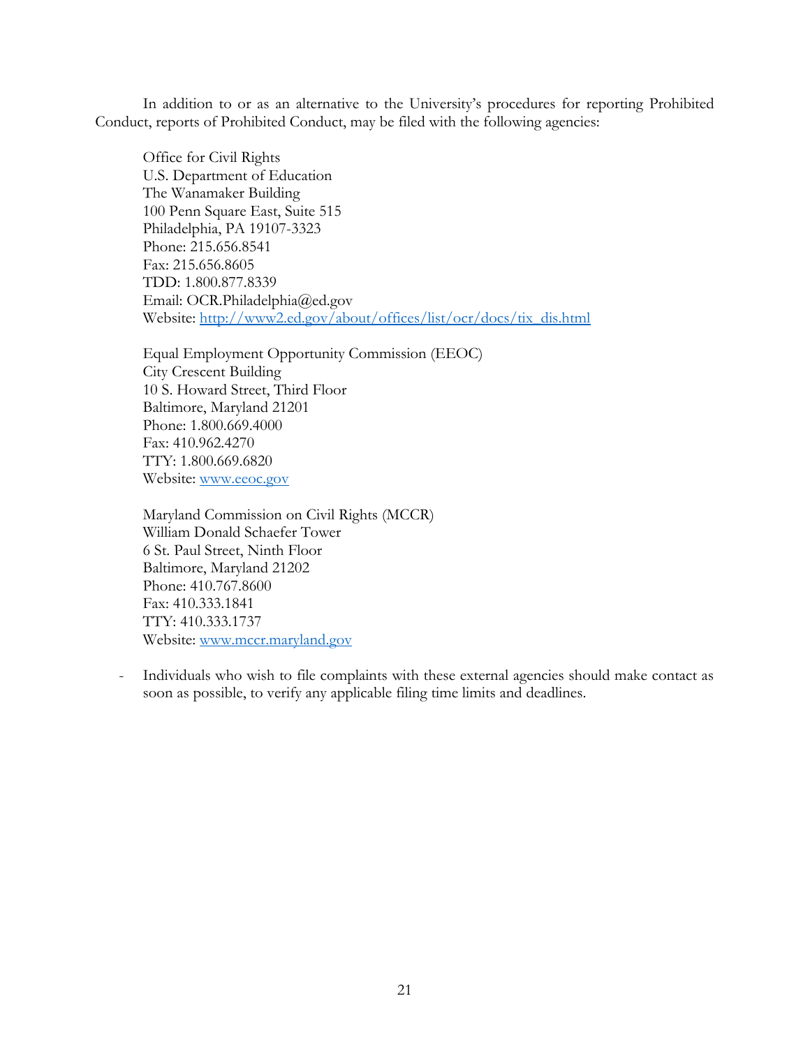In addition to or as an alternative to the University's procedures for reporting Prohibited Conduct, reports of Prohibited Conduct, may be filed with the following agencies:

Office for Civil Rights  
U.S. Department of Education  
The Wanamaker Building  
100 Penn Square East, Suite 515  
Philadelphia, PA 19107-3323  
Phone: 215.656.8541  
Fax: 215.656.8605  
TDD: 1.800.877.8339  
Email: OCR.Philadelphia@ed.gov  
Website: http://www2.ed.gov/about/offices/list/ocr/docs/tix_dis.html

Equal Employment Opportunity Commission (EEOC)  
City Crescent Building  
10 S. Howard Street, Third Floor  
Baltimore, Maryland 21201  
Phone: 1.800.669.4000  
Fax: 410.962.4270  
TTY: 1.800.669.6820  
Website: www.eeoc.gov

Maryland Commission on Civil Rights (MCCR)  
William Donald Schaefer Tower  
6 St. Paul Street, Ninth Floor  
Baltimore, Maryland 21202  
Phone: 410.767.8600  
Fax: 410.333.1841  
TTY: 410.333.1737  
Website: www.mccr.maryland.gov

- Individuals who wish to file complaints with these external agencies should make contact as soon as possible, to verify any applicable filing time limits and deadlines.